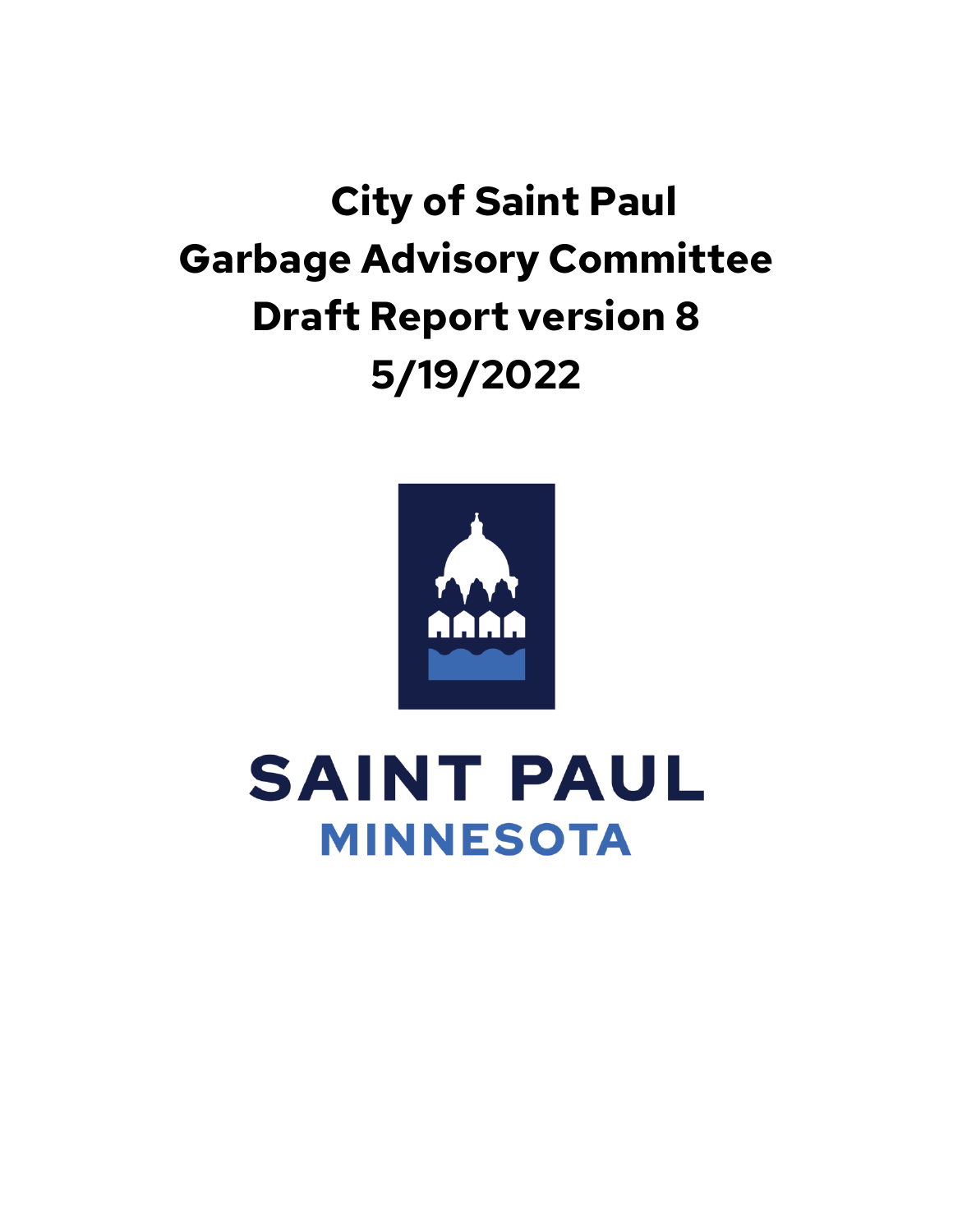# City of Saint Paul
# Garbage Advisory Committee
# Draft Report version 8
# 5/19/2022

SAINT PAUL
MINNESOTA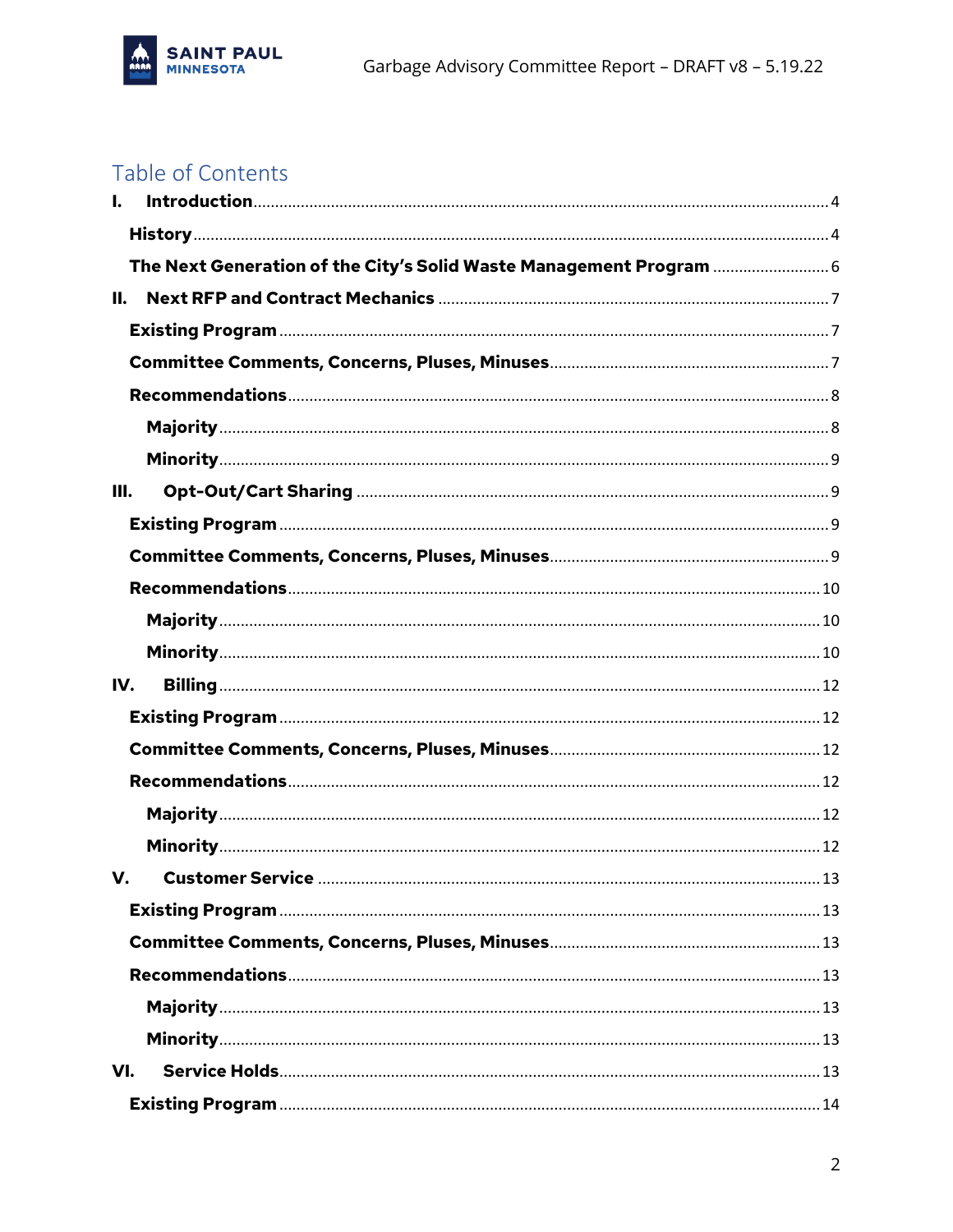# Table of Contents

- **I. Introduction** .... 4
  - **History** .... 4
  - **The Next Generation of the City's Solid Waste Management Program** .... 6
- **II. Next RFP and Contract Mechanics** .... 7
  - **Existing Program** .... 7
  - **Committee Comments, Concerns, Pluses, Minuses** .... 7
  - **Recommendations** .... 8
    - **Majority** .... 8
    - **Minority** .... 9
- **III. Opt-Out/Cart Sharing** .... 9
  - **Existing Program** .... 9
  - **Committee Comments, Concerns, Pluses, Minuses** .... 9
  - **Recommendations** .... 10
    - **Majority** .... 10
    - **Minority** .... 10
- **IV. Billing** .... 12
  - **Existing Program** .... 12
  - **Committee Comments, Concerns, Pluses, Minuses** .... 12
  - **Recommendations** .... 12
    - **Majority** .... 12
    - **Minority** .... 12
- **V. Customer Service** .... 13
  - **Existing Program** .... 13
  - **Committee Comments, Concerns, Pluses, Minuses** .... 13
  - **Recommendations** .... 13
    - **Majority** .... 13
    - **Minority** .... 13
- **VI. Service Holds** .... 13
  - **Existing Program** .... 14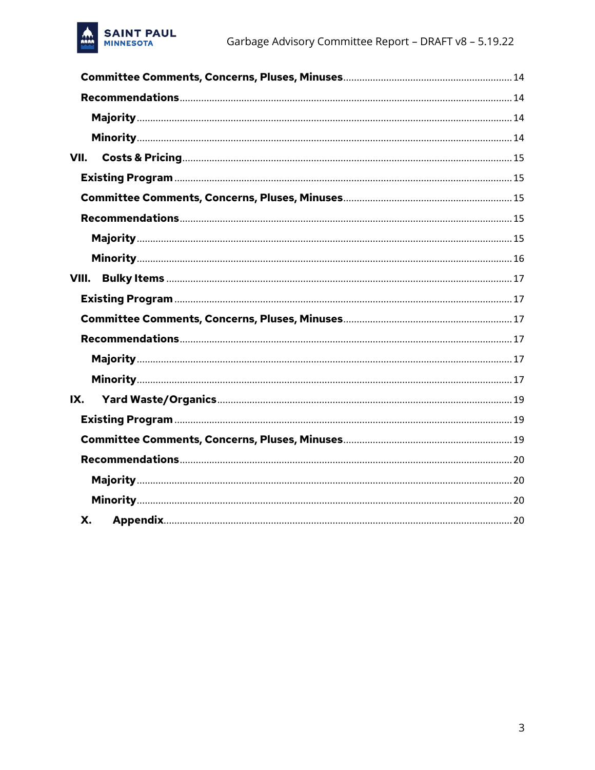Committee Comments, Concerns, Pluses, Minuses .......... 14

Recommendations .......... 14

Majority .......... 14

Minority .......... 14

VII. Costs & Pricing .......... 15

Existing Program .......... 15

Committee Comments, Concerns, Pluses, Minuses .......... 15

Recommendations .......... 15

Majority .......... 15

Minority .......... 16

VIII. Bulky Items .......... 17

Existing Program .......... 17

Committee Comments, Concerns, Pluses, Minuses .......... 17

Recommendations .......... 17

Majority .......... 17

Minority .......... 17

IX. Yard Waste/Organics .......... 19

Existing Program .......... 19

Committee Comments, Concerns, Pluses, Minuses .......... 19

Recommendations .......... 20

Majority .......... 20

Minority .......... 20

X. Appendix .......... 20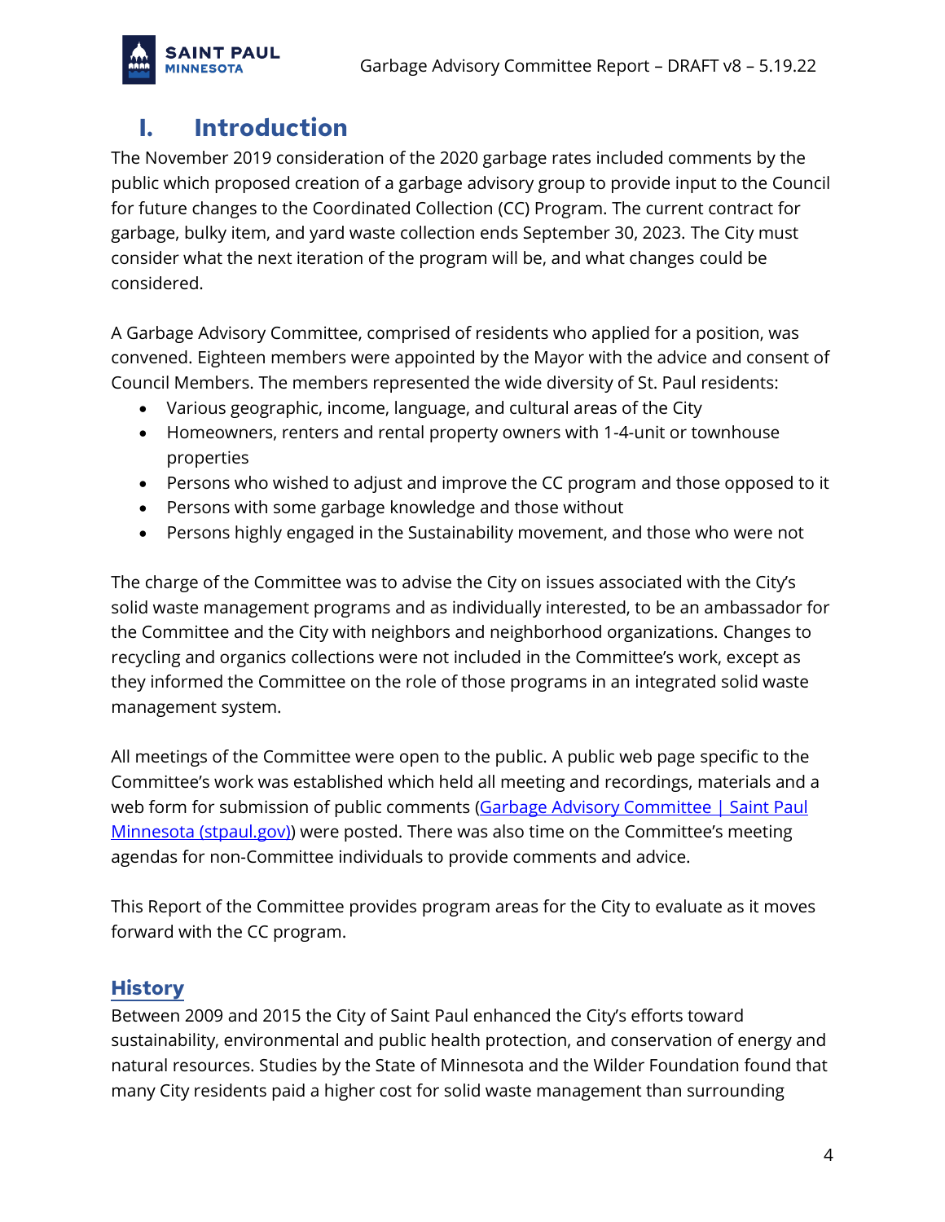# I. Introduction

The November 2019 consideration of the 2020 garbage rates included comments by the public which proposed creation of a garbage advisory group to provide input to the Council for future changes to the Coordinated Collection (CC) Program. The current contract for garbage, bulky item, and yard waste collection ends September 30, 2023. The City must consider what the next iteration of the program will be, and what changes could be considered.

A Garbage Advisory Committee, comprised of residents who applied for a position, was convened. Eighteen members were appointed by the Mayor with the advice and consent of Council Members. The members represented the wide diversity of St. Paul residents:

- Various geographic, income, language, and cultural areas of the City
- Homeowners, renters and rental property owners with 1-4-unit or townhouse properties
- Persons who wished to adjust and improve the CC program and those opposed to it
- Persons with some garbage knowledge and those without
- Persons highly engaged in the Sustainability movement, and those who were not

The charge of the Committee was to advise the City on issues associated with the City's solid waste management programs and as individually interested, to be an ambassador for the Committee and the City with neighbors and neighborhood organizations. Changes to recycling and organics collections were not included in the Committee's work, except as they informed the Committee on the role of those programs in an integrated solid waste management system.

All meetings of the Committee were open to the public. A public web page specific to the Committee's work was established which held all meeting and recordings, materials and a web form for submission of public comments ([Garbage Advisory Committee | Saint Paul Minnesota (stpaul.gov)](https://www.stpaul.gov)) were posted. There was also time on the Committee's meeting agendas for non-Committee individuals to provide comments and advice.

This Report of the Committee provides program areas for the City to evaluate as it moves forward with the CC program.

## History

Between 2009 and 2015 the City of Saint Paul enhanced the City's efforts toward sustainability, environmental and public health protection, and conservation of energy and natural resources. Studies by the State of Minnesota and the Wilder Foundation found that many City residents paid a higher cost for solid waste management than surrounding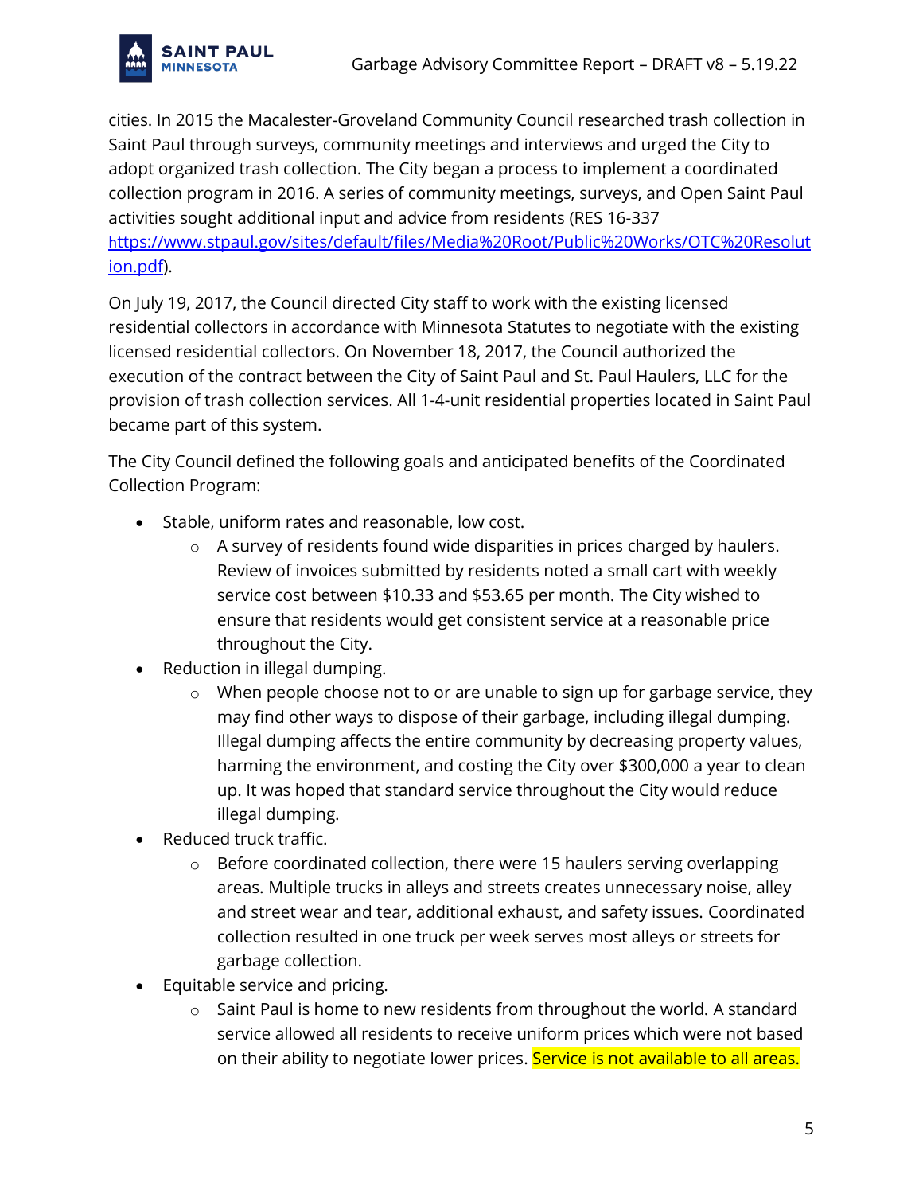cities. In 2015 the Macalester-Groveland Community Council researched trash collection in Saint Paul through surveys, community meetings and interviews and urged the City to adopt organized trash collection. The City began a process to implement a coordinated collection program in 2016. A series of community meetings, surveys, and Open Saint Paul activities sought additional input and advice from residents (RES 16-337 https://www.stpaul.gov/sites/default/files/Media%20Root/Public%20Works/OTC%20Resolution.pdf).

On July 19, 2017, the Council directed City staff to work with the existing licensed residential collectors in accordance with Minnesota Statutes to negotiate with the existing licensed residential collectors. On November 18, 2017, the Council authorized the execution of the contract between the City of Saint Paul and St. Paul Haulers, LLC for the provision of trash collection services. All 1-4-unit residential properties located in Saint Paul became part of this system.

The City Council defined the following goals and anticipated benefits of the Coordinated Collection Program:

- Stable, uniform rates and reasonable, low cost.
  - A survey of residents found wide disparities in prices charged by haulers. Review of invoices submitted by residents noted a small cart with weekly service cost between $10.33 and $53.65 per month. The City wished to ensure that residents would get consistent service at a reasonable price throughout the City.
- Reduction in illegal dumping.
  - When people choose not to or are unable to sign up for garbage service, they may find other ways to dispose of their garbage, including illegal dumping. Illegal dumping affects the entire community by decreasing property values, harming the environment, and costing the City over $300,000 a year to clean up. It was hoped that standard service throughout the City would reduce illegal dumping.
- Reduced truck traffic.
  - Before coordinated collection, there were 15 haulers serving overlapping areas. Multiple trucks in alleys and streets creates unnecessary noise, alley and street wear and tear, additional exhaust, and safety issues. Coordinated collection resulted in one truck per week serves most alleys or streets for garbage collection.
- Equitable service and pricing.
  - Saint Paul is home to new residents from throughout the world. A standard service allowed all residents to receive uniform prices which were not based on their ability to negotiate lower prices. Service is not available to all areas.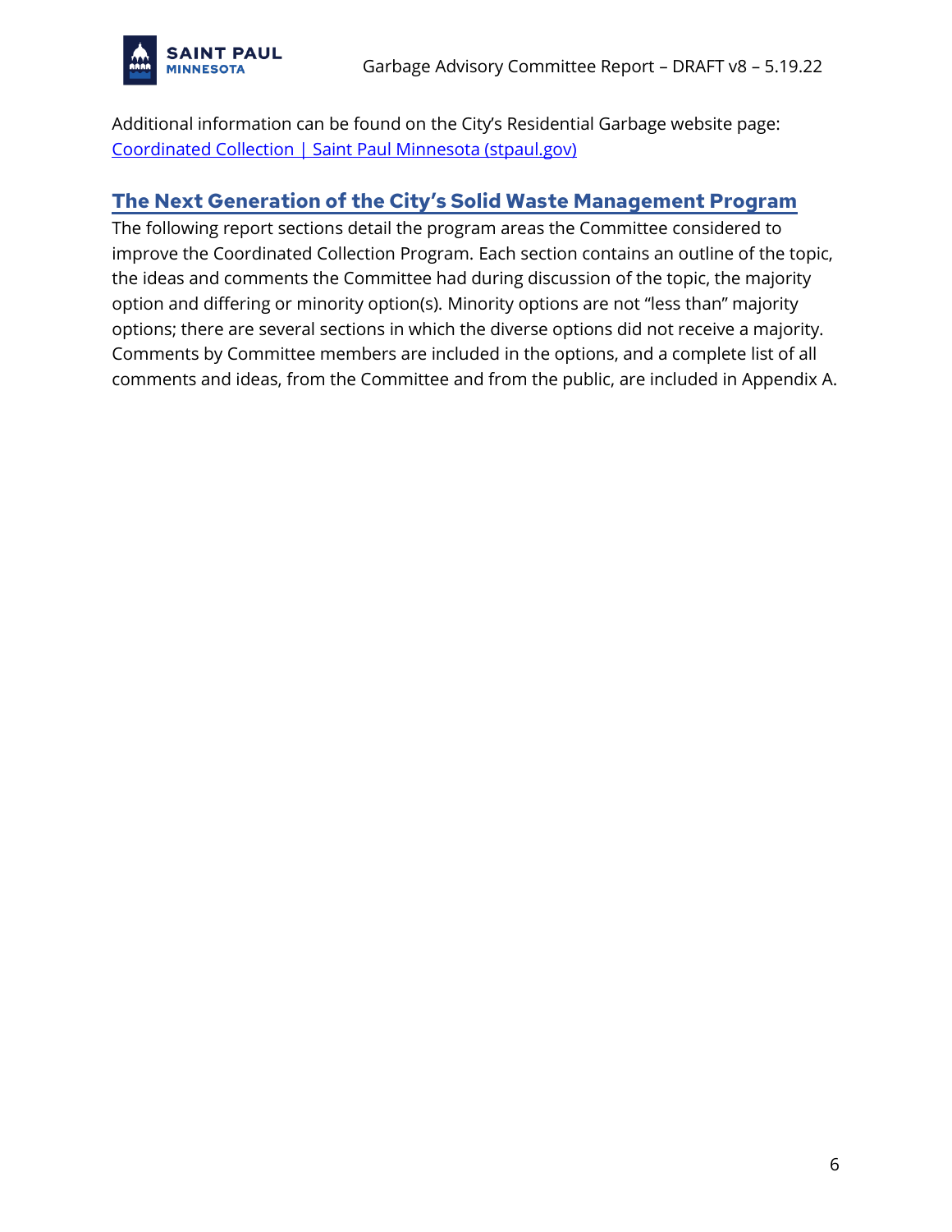Additional information can be found on the City's Residential Garbage website page: [Coordinated Collection | Saint Paul Minnesota (stpaul.gov)](https://www.stpaul.gov)

## The Next Generation of the City's Solid Waste Management Program

The following report sections detail the program areas the Committee considered to improve the Coordinated Collection Program. Each section contains an outline of the topic, the ideas and comments the Committee had during discussion of the topic, the majority option and differing or minority option(s). Minority options are not "less than" majority options; there are several sections in which the diverse options did not receive a majority. Comments by Committee members are included in the options, and a complete list of all comments and ideas, from the Committee and from the public, are included in Appendix A.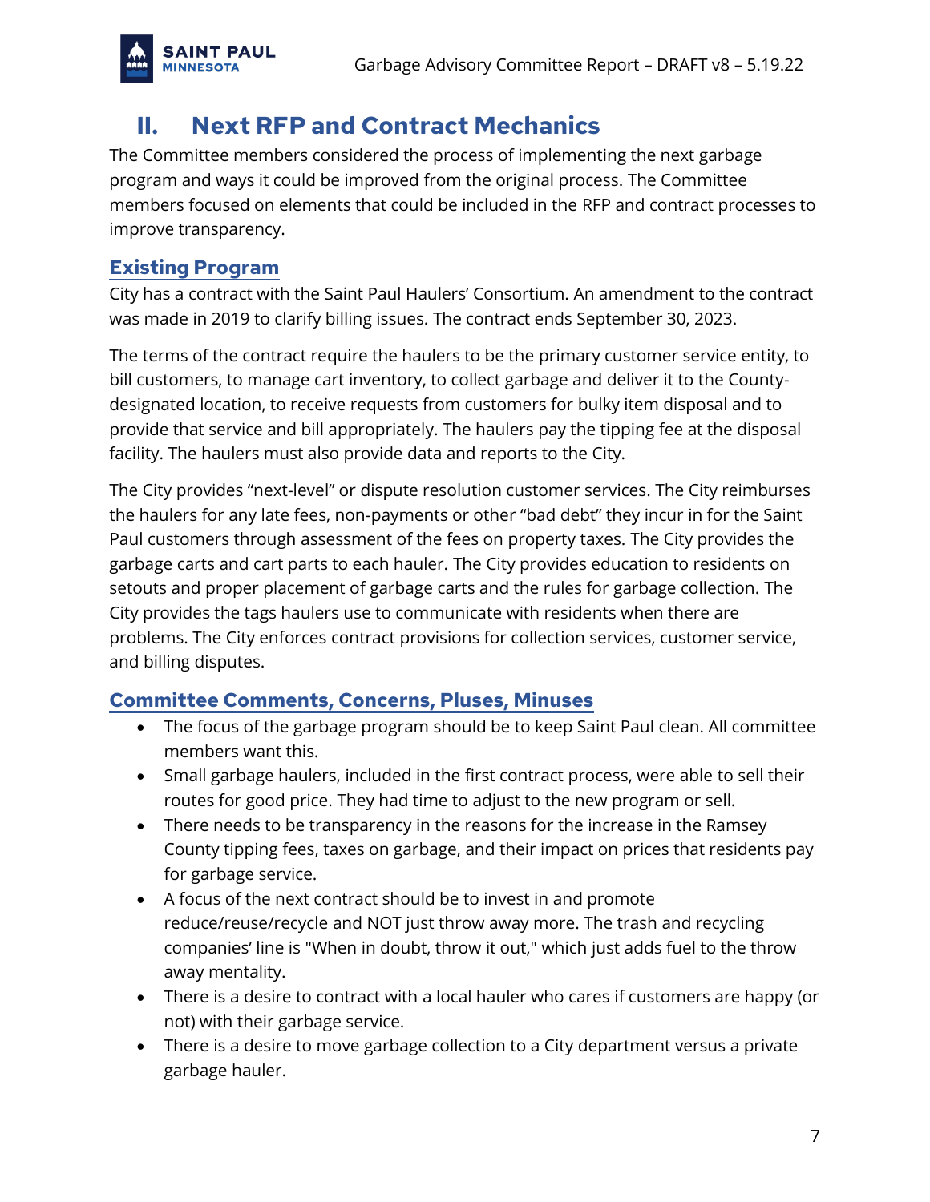## II. Next RFP and Contract Mechanics

The Committee members considered the process of implementing the next garbage program and ways it could be improved from the original process. The Committee members focused on elements that could be included in the RFP and contract processes to improve transparency.

### Existing Program

City has a contract with the Saint Paul Haulers' Consortium. An amendment to the contract was made in 2019 to clarify billing issues. The contract ends September 30, 2023.

The terms of the contract require the haulers to be the primary customer service entity, to bill customers, to manage cart inventory, to collect garbage and deliver it to the County-designated location, to receive requests from customers for bulky item disposal and to provide that service and bill appropriately. The haulers pay the tipping fee at the disposal facility. The haulers must also provide data and reports to the City.

The City provides "next-level" or dispute resolution customer services. The City reimburses the haulers for any late fees, non-payments or other "bad debt" they incur in for the Saint Paul customers through assessment of the fees on property taxes. The City provides the garbage carts and cart parts to each hauler. The City provides education to residents on setouts and proper placement of garbage carts and the rules for garbage collection. The City provides the tags haulers use to communicate with residents when there are problems. The City enforces contract provisions for collection services, customer service, and billing disputes.

### Committee Comments, Concerns, Pluses, Minuses

- The focus of the garbage program should be to keep Saint Paul clean. All committee members want this.
- Small garbage haulers, included in the first contract process, were able to sell their routes for good price. They had time to adjust to the new program or sell.
- There needs to be transparency in the reasons for the increase in the Ramsey County tipping fees, taxes on garbage, and their impact on prices that residents pay for garbage service.
- A focus of the next contract should be to invest in and promote reduce/reuse/recycle and NOT just throw away more. The trash and recycling companies' line is "When in doubt, throw it out," which just adds fuel to the throw away mentality.
- There is a desire to contract with a local hauler who cares if customers are happy (or not) with their garbage service.
- There is a desire to move garbage collection to a City department versus a private garbage hauler.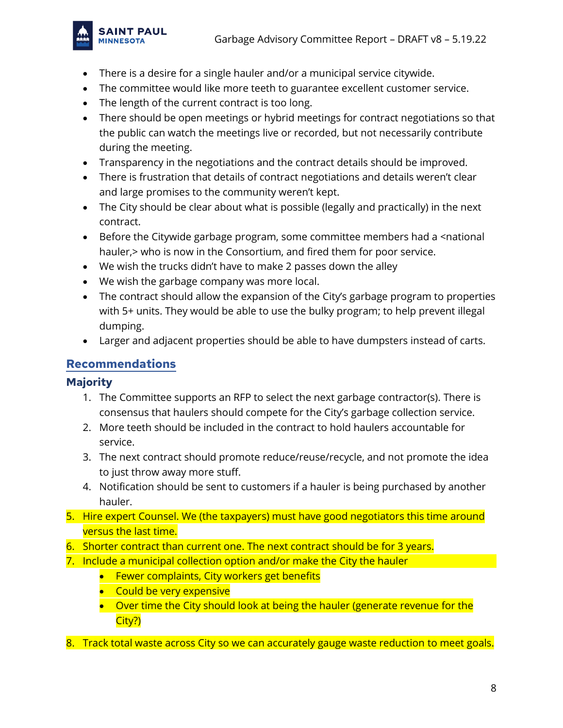- There is a desire for a single hauler and/or a municipal service citywide.
- The committee would like more teeth to guarantee excellent customer service.
- The length of the current contract is too long.
- There should be open meetings or hybrid meetings for contract negotiations so that the public can watch the meetings live or recorded, but not necessarily contribute during the meeting.
- Transparency in the negotiations and the contract details should be improved.
- There is frustration that details of contract negotiations and details weren't clear and large promises to the community weren't kept.
- The City should be clear about what is possible (legally and practically) in the next contract.
- Before the Citywide garbage program, some committee members had a <national hauler,> who is now in the Consortium, and fired them for poor service.
- We wish the trucks didn't have to make 2 passes down the alley
- We wish the garbage company was more local.
- The contract should allow the expansion of the City's garbage program to properties with 5+ units. They would be able to use the bulky program; to help prevent illegal dumping.
- Larger and adjacent properties should be able to have dumpsters instead of carts.

## Recommendations

### Majority

1. The Committee supports an RFP to select the next garbage contractor(s). There is consensus that haulers should compete for the City's garbage collection service.
2. More teeth should be included in the contract to hold haulers accountable for service.
3. The next contract should promote reduce/reuse/recycle, and not promote the idea to just throw away more stuff.
4. Notification should be sent to customers if a hauler is being purchased by another hauler.
5. Hire expert Counsel. We (the taxpayers) must have good negotiators this time around versus the last time.
6. Shorter contract than current one. The next contract should be for 3 years.
7. Include a municipal collection option and/or make the City the hauler
   - Fewer complaints, City workers get benefits
   - Could be very expensive
   - Over time the City should look at being the hauler (generate revenue for the City?)
8. Track total waste across City so we can accurately gauge waste reduction to meet goals.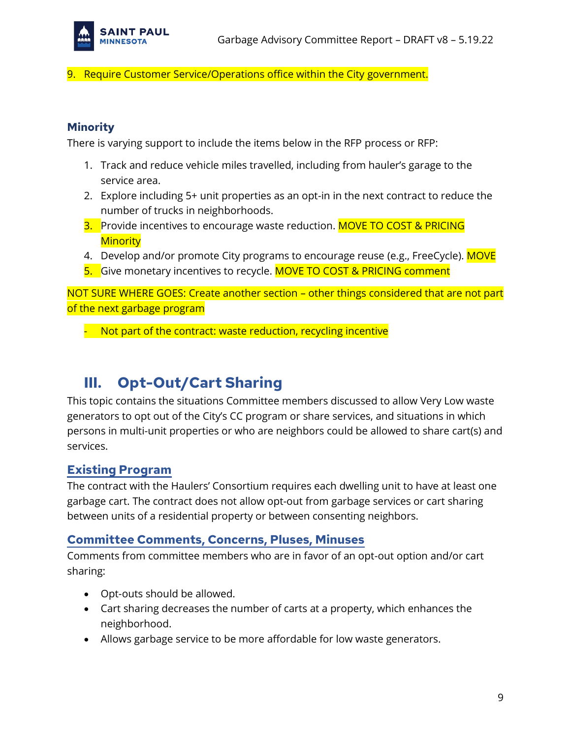9. Require Customer Service/Operations office within the City government.

### Minority

There is varying support to include the items below in the RFP process or RFP:

1. Track and reduce vehicle miles travelled, including from hauler's garage to the service area.
2. Explore including 5+ unit properties as an opt-in in the next contract to reduce the number of trucks in neighborhoods.
3. Provide incentives to encourage waste reduction. MOVE TO COST & PRICING Minority
4. Develop and/or promote City programs to encourage reuse (e.g., FreeCycle). MOVE
5. Give monetary incentives to recycle. MOVE TO COST & PRICING comment

NOT SURE WHERE GOES: Create another section – other things considered that are not part of the next garbage program

- Not part of the contract: waste reduction, recycling incentive

## III. Opt-Out/Cart Sharing

This topic contains the situations Committee members discussed to allow Very Low waste generators to opt out of the City's CC program or share services, and situations in which persons in multi-unit properties or who are neighbors could be allowed to share cart(s) and services.

### Existing Program

The contract with the Haulers' Consortium requires each dwelling unit to have at least one garbage cart. The contract does not allow opt-out from garbage services or cart sharing between units of a residential property or between consenting neighbors.

### Committee Comments, Concerns, Pluses, Minuses

Comments from committee members who are in favor of an opt-out option and/or cart sharing:

- Opt-outs should be allowed.
- Cart sharing decreases the number of carts at a property, which enhances the neighborhood.
- Allows garbage service to be more affordable for low waste generators.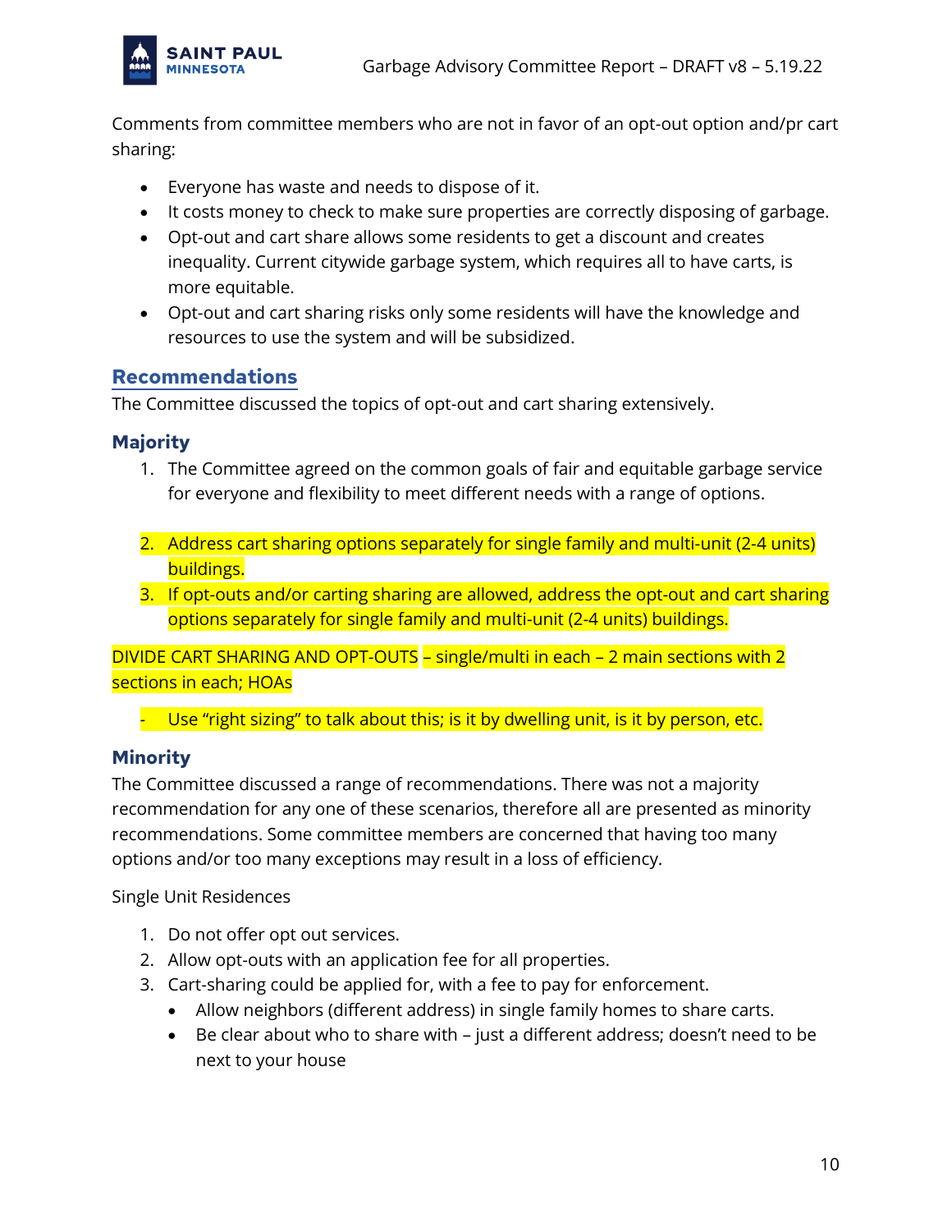Comments from committee members who are not in favor of an opt-out option and/pr cart sharing:

- Everyone has waste and needs to dispose of it.
- It costs money to check to make sure properties are correctly disposing of garbage.
- Opt-out and cart share allows some residents to get a discount and creates inequality. Current citywide garbage system, which requires all to have carts, is more equitable.
- Opt-out and cart sharing risks only some residents will have the knowledge and resources to use the system and will be subsidized.

## Recommendations

The Committee discussed the topics of opt-out and cart sharing extensively.

### Majority

1. The Committee agreed on the common goals of fair and equitable garbage service for everyone and flexibility to meet different needs with a range of options.

2. Address cart sharing options separately for single family and multi-unit (2-4 units) buildings.
3. If opt-outs and/or carting sharing are allowed, address the opt-out and cart sharing options separately for single family and multi-unit (2-4 units) buildings.

DIVIDE CART SHARING AND OPT-OUTS – single/multi in each – 2 main sections with 2 sections in each; HOAs

- Use "right sizing" to talk about this; is it by dwelling unit, is it by person, etc.

### Minority

The Committee discussed a range of recommendations. There was not a majority recommendation for any one of these scenarios, therefore all are presented as minority recommendations. Some committee members are concerned that having too many options and/or too many exceptions may result in a loss of efficiency.

Single Unit Residences

1. Do not offer opt out services.
2. Allow opt-outs with an application fee for all properties.
3. Cart-sharing could be applied for, with a fee to pay for enforcement.
   - Allow neighbors (different address) in single family homes to share carts.
   - Be clear about who to share with – just a different address; doesn't need to be next to your house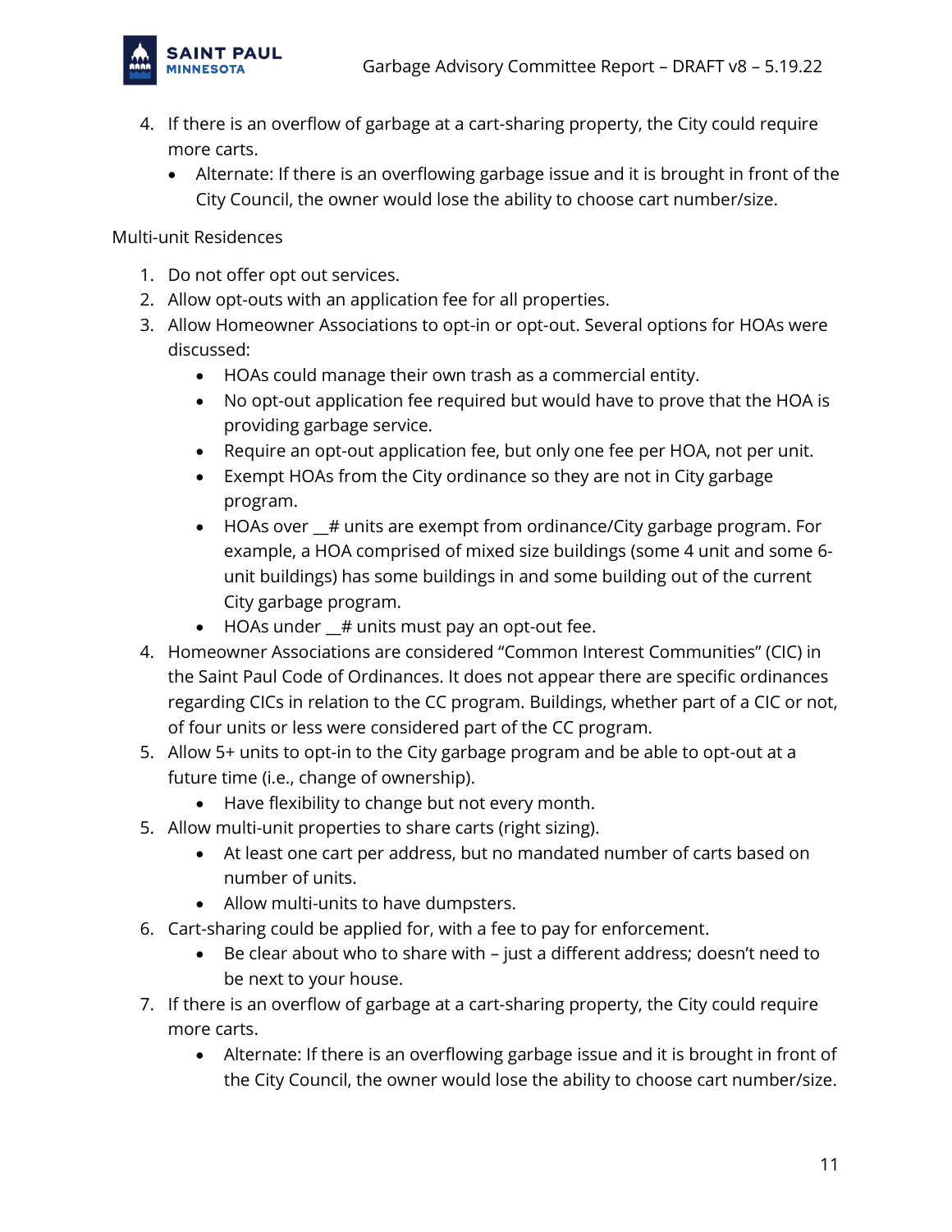4. If there is an overflow of garbage at a cart-sharing property, the City could require more carts.
   - Alternate: If there is an overflowing garbage issue and it is brought in front of the City Council, the owner would lose the ability to choose cart number/size.

Multi-unit Residences

1. Do not offer opt out services.
2. Allow opt-outs with an application fee for all properties.
3. Allow Homeowner Associations to opt-in or opt-out. Several options for HOAs were discussed:
   - HOAs could manage their own trash as a commercial entity.
   - No opt-out application fee required but would have to prove that the HOA is providing garbage service.
   - Require an opt-out application fee, but only one fee per HOA, not per unit.
   - Exempt HOAs from the City ordinance so they are not in City garbage program.
   - HOAs over __# units are exempt from ordinance/City garbage program. For example, a HOA comprised of mixed size buildings (some 4 unit and some 6-unit buildings) has some buildings in and some building out of the current City garbage program.
   - HOAs under __# units must pay an opt-out fee.
4. Homeowner Associations are considered “Common Interest Communities” (CIC) in the Saint Paul Code of Ordinances. It does not appear there are specific ordinances regarding CICs in relation to the CC program. Buildings, whether part of a CIC or not, of four units or less were considered part of the CC program.
5. Allow 5+ units to opt-in to the City garbage program and be able to opt-out at a future time (i.e., change of ownership).
   - Have flexibility to change but not every month.
5. Allow multi-unit properties to share carts (right sizing).
   - At least one cart per address, but no mandated number of carts based on number of units.
   - Allow multi-units to have dumpsters.
6. Cart-sharing could be applied for, with a fee to pay for enforcement.
   - Be clear about who to share with – just a different address; doesn’t need to be next to your house.
7. If there is an overflow of garbage at a cart-sharing property, the City could require more carts.
   - Alternate: If there is an overflowing garbage issue and it is brought in front of the City Council, the owner would lose the ability to choose cart number/size.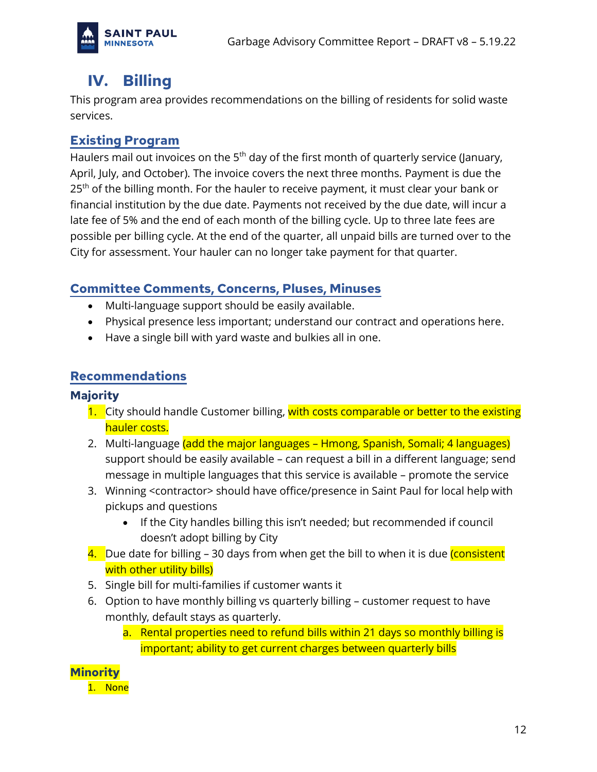# IV. Billing

This program area provides recommendations on the billing of residents for solid waste services.

## Existing Program

Haulers mail out invoices on the 5th day of the first month of quarterly service (January, April, July, and October). The invoice covers the next three months. Payment is due the 25th of the billing month. For the hauler to receive payment, it must clear your bank or financial institution by the due date. Payments not received by the due date, will incur a late fee of 5% and the end of each month of the billing cycle. Up to three late fees are possible per billing cycle. At the end of the quarter, all unpaid bills are turned over to the City for assessment. Your hauler can no longer take payment for that quarter.

## Committee Comments, Concerns, Pluses, Minuses

- Multi-language support should be easily available.
- Physical presence less important; understand our contract and operations here.
- Have a single bill with yard waste and bulkies all in one.

## Recommendations

### Majority

1. City should handle Customer billing, with costs comparable or better to the existing hauler costs.
2. Multi-language (add the major languages – Hmong, Spanish, Somali; 4 languages) support should be easily available – can request a bill in a different language; send message in multiple languages that this service is available – promote the service
3. Winning <contractor> should have office/presence in Saint Paul for local help with pickups and questions
   - If the City handles billing this isn't needed; but recommended if council doesn't adopt billing by City
4. Due date for billing – 30 days from when get the bill to when it is due (consistent with other utility bills)
5. Single bill for multi-families if customer wants it
6. Option to have monthly billing vs quarterly billing – customer request to have monthly, default stays as quarterly.
   a. Rental properties need to refund bills within 21 days so monthly billing is important; ability to get current charges between quarterly bills

### Minority

1. None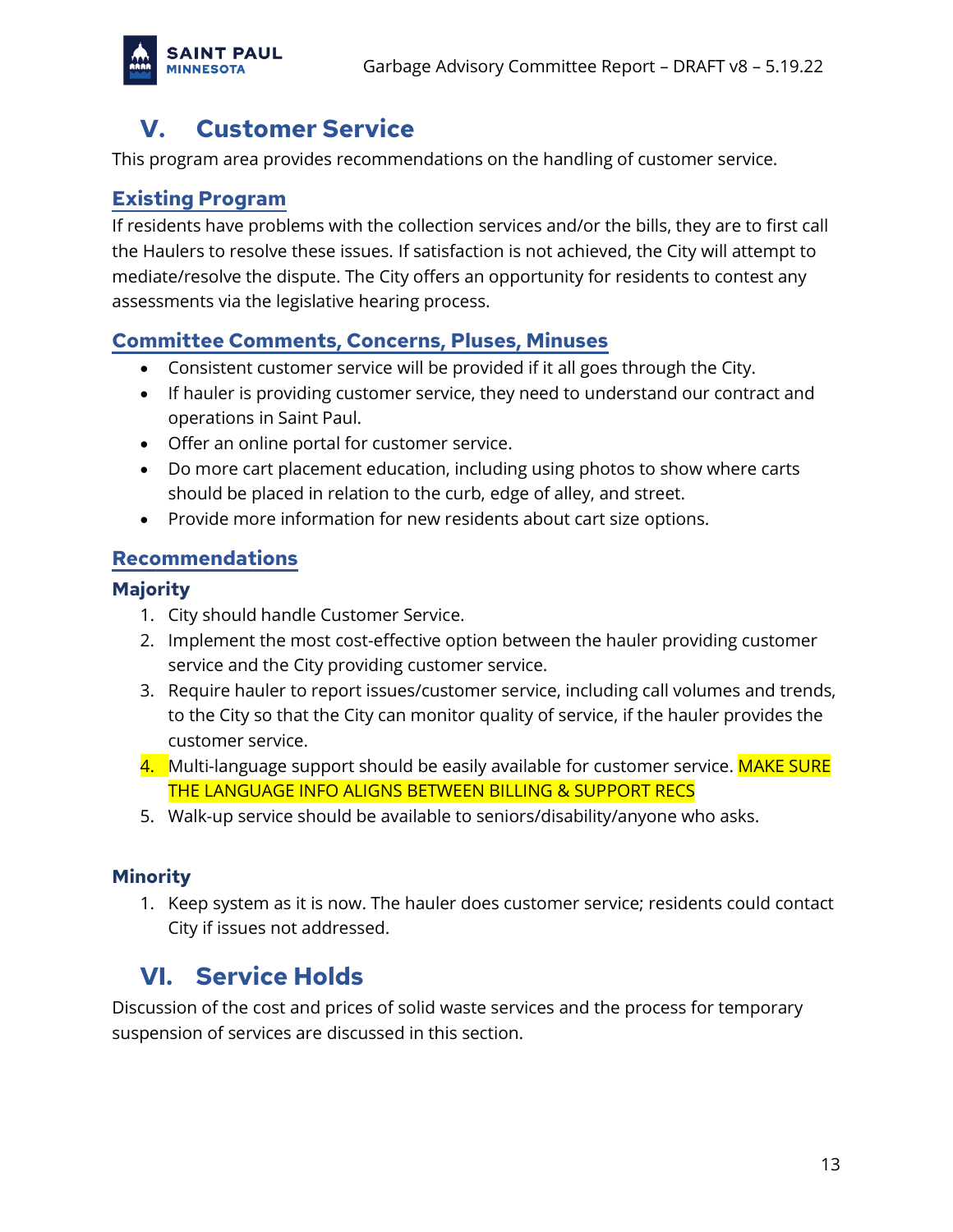## V. Customer Service

This program area provides recommendations on the handling of customer service.

### Existing Program

If residents have problems with the collection services and/or the bills, they are to first call the Haulers to resolve these issues. If satisfaction is not achieved, the City will attempt to mediate/resolve the dispute. The City offers an opportunity for residents to contest any assessments via the legislative hearing process.

### Committee Comments, Concerns, Pluses, Minuses

- Consistent customer service will be provided if it all goes through the City.
- If hauler is providing customer service, they need to understand our contract and operations in Saint Paul.
- Offer an online portal for customer service.
- Do more cart placement education, including using photos to show where carts should be placed in relation to the curb, edge of alley, and street.
- Provide more information for new residents about cart size options.

### Recommendations

#### Majority

1. City should handle Customer Service.
2. Implement the most cost-effective option between the hauler providing customer service and the City providing customer service.
3. Require hauler to report issues/customer service, including call volumes and trends, to the City so that the City can monitor quality of service, if the hauler provides the customer service.
4. Multi-language support should be easily available for customer service. MAKE SURE THE LANGUAGE INFO ALIGNS BETWEEN BILLING & SUPPORT RECS
5. Walk-up service should be available to seniors/disability/anyone who asks.

#### Minority

1. Keep system as it is now. The hauler does customer service; residents could contact City if issues not addressed.

## VI. Service Holds

Discussion of the cost and prices of solid waste services and the process for temporary suspension of services are discussed in this section.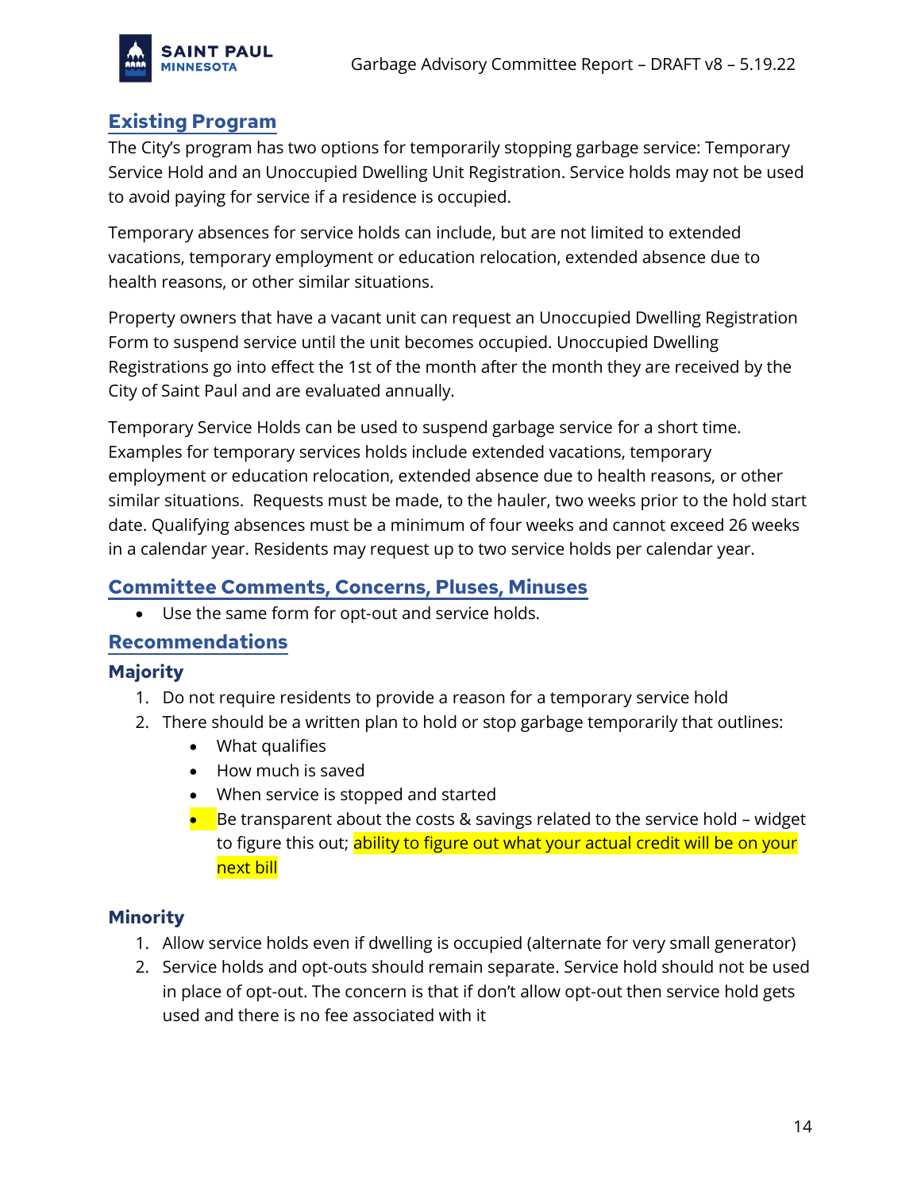## Existing Program

The City's program has two options for temporarily stopping garbage service: Temporary Service Hold and an Unoccupied Dwelling Unit Registration. Service holds may not be used to avoid paying for service if a residence is occupied.

Temporary absences for service holds can include, but are not limited to extended vacations, temporary employment or education relocation, extended absence due to health reasons, or other similar situations.

Property owners that have a vacant unit can request an Unoccupied Dwelling Registration Form to suspend service until the unit becomes occupied. Unoccupied Dwelling Registrations go into effect the 1st of the month after the month they are received by the City of Saint Paul and are evaluated annually.

Temporary Service Holds can be used to suspend garbage service for a short time. Examples for temporary services holds include extended vacations, temporary employment or education relocation, extended absence due to health reasons, or other similar situations.  Requests must be made, to the hauler, two weeks prior to the hold start date. Qualifying absences must be a minimum of four weeks and cannot exceed 26 weeks in a calendar year. Residents may request up to two service holds per calendar year.

## Committee Comments, Concerns, Pluses, Minuses

- Use the same form for opt-out and service holds.

## Recommendations

### Majority

1. Do not require residents to provide a reason for a temporary service hold
2. There should be a written plan to hold or stop garbage temporarily that outlines:
   - What qualifies
   - How much is saved
   - When service is stopped and started
   - Be transparent about the costs & savings related to the service hold – widget to figure this out; ability to figure out what your actual credit will be on your next bill

### Minority

1. Allow service holds even if dwelling is occupied (alternate for very small generator)
2. Service holds and opt-outs should remain separate. Service hold should not be used in place of opt-out. The concern is that if don't allow opt-out then service hold gets used and there is no fee associated with it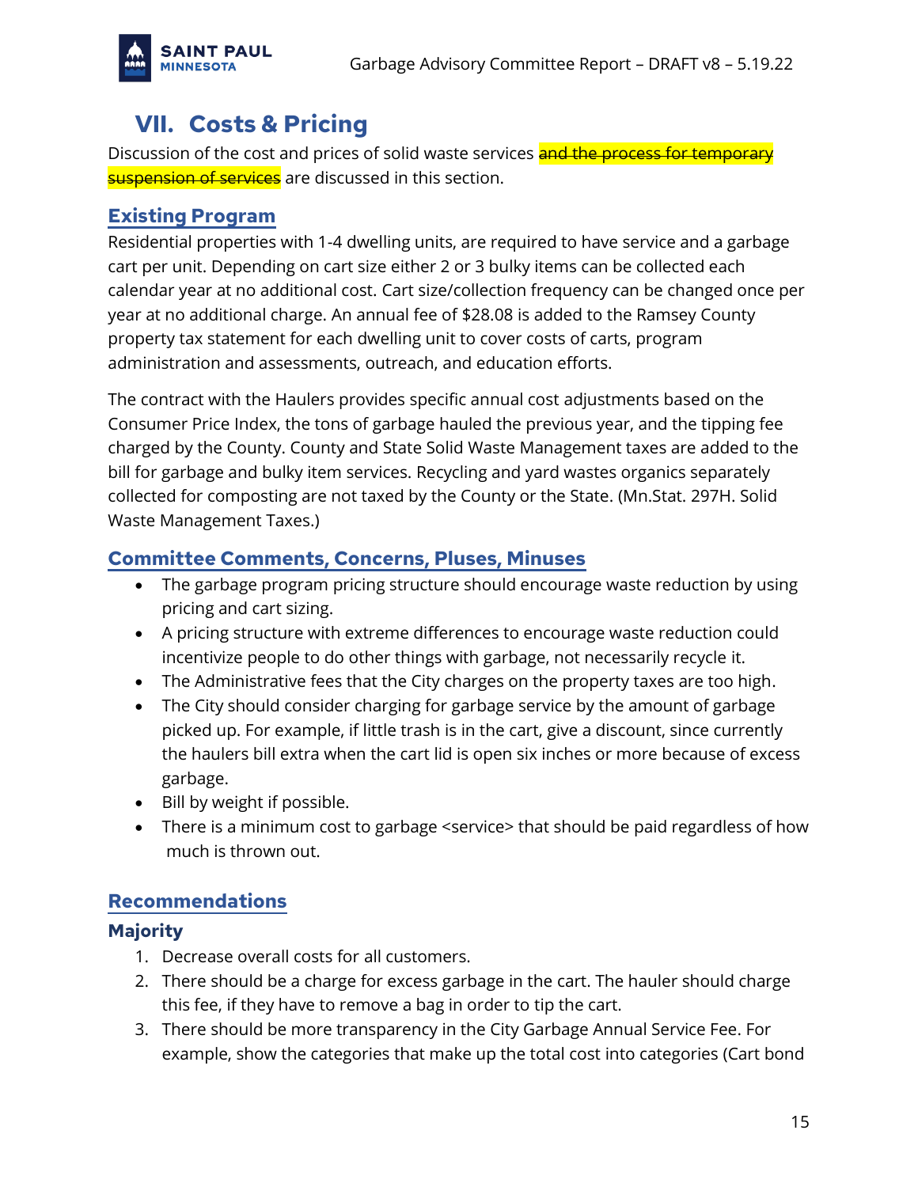## VII. Costs & Pricing

Discussion of the cost and prices of solid waste services ~~and the process for temporary suspension of services~~ are discussed in this section.

### Existing Program

Residential properties with 1-4 dwelling units, are required to have service and a garbage cart per unit. Depending on cart size either 2 or 3 bulky items can be collected each calendar year at no additional cost. Cart size/collection frequency can be changed once per year at no additional charge. An annual fee of $28.08 is added to the Ramsey County property tax statement for each dwelling unit to cover costs of carts, program administration and assessments, outreach, and education efforts.

The contract with the Haulers provides specific annual cost adjustments based on the Consumer Price Index, the tons of garbage hauled the previous year, and the tipping fee charged by the County. County and State Solid Waste Management taxes are added to the bill for garbage and bulky item services. Recycling and yard wastes organics separately collected for composting are not taxed by the County or the State. (Mn.Stat. 297H. Solid Waste Management Taxes.)

### Committee Comments, Concerns, Pluses, Minuses

- The garbage program pricing structure should encourage waste reduction by using pricing and cart sizing.
- A pricing structure with extreme differences to encourage waste reduction could incentivize people to do other things with garbage, not necessarily recycle it.
- The Administrative fees that the City charges on the property taxes are too high.
- The City should consider charging for garbage service by the amount of garbage picked up. For example, if little trash is in the cart, give a discount, since currently the haulers bill extra when the cart lid is open six inches or more because of excess garbage.
- Bill by weight if possible.
- There is a minimum cost to garbage <service> that should be paid regardless of how much is thrown out.

### Recommendations

#### Majority

1. Decrease overall costs for all customers.
2. There should be a charge for excess garbage in the cart. The hauler should charge this fee, if they have to remove a bag in order to tip the cart.
3. There should be more transparency in the City Garbage Annual Service Fee. For example, show the categories that make up the total cost into categories (Cart bond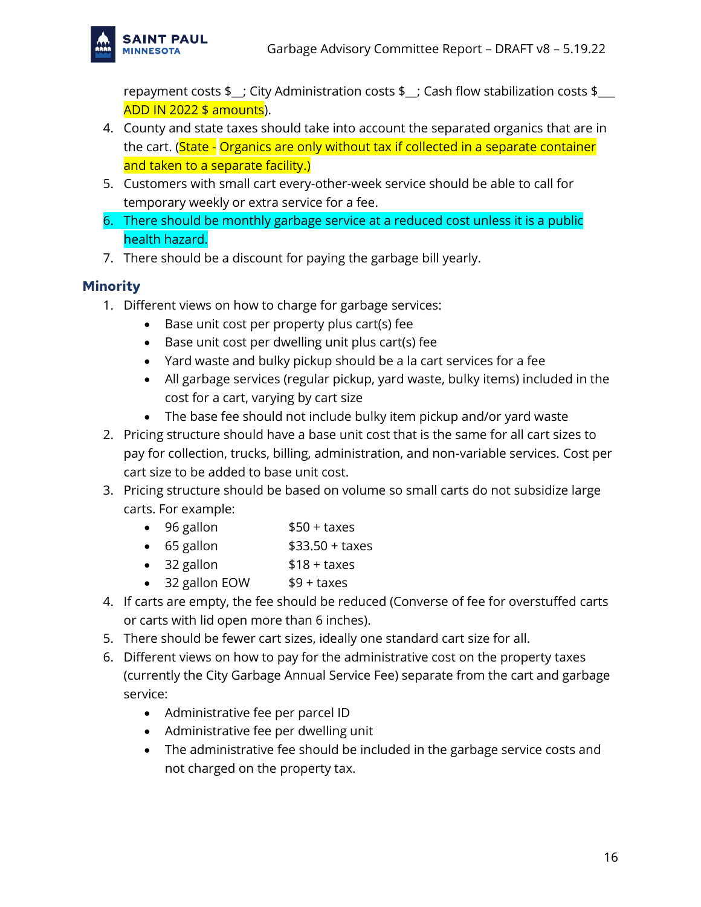repayment costs $__; City Administration costs $__; Cash flow stabilization costs $___ ADD IN 2022 $ amounts).

4. County and state taxes should take into account the separated organics that are in the cart. (State - Organics are only without tax if collected in a separate container and taken to a separate facility.)
5. Customers with small cart every-other-week service should be able to call for temporary weekly or extra service for a fee.
6. There should be monthly garbage service at a reduced cost unless it is a public health hazard.
7. There should be a discount for paying the garbage bill yearly.

### Minority

1. Different views on how to charge for garbage services:
   - Base unit cost per property plus cart(s) fee
   - Base unit cost per dwelling unit plus cart(s) fee
   - Yard waste and bulky pickup should be a la cart services for a fee
   - All garbage services (regular pickup, yard waste, bulky items) included in the cost for a cart, varying by cart size
   - The base fee should not include bulky item pickup and/or yard waste
2. Pricing structure should have a base unit cost that is the same for all cart sizes to pay for collection, trucks, billing, administration, and non-variable services. Cost per cart size to be added to base unit cost.
3. Pricing structure should be based on volume so small carts do not subsidize large carts. For example:
   - 96 gallon $50 + taxes
   - 65 gallon $33.50 + taxes
   - 32 gallon $18 + taxes
   - 32 gallon EOW $9 + taxes
4. If carts are empty, the fee should be reduced (Converse of fee for overstuffed carts or carts with lid open more than 6 inches).
5. There should be fewer cart sizes, ideally one standard cart size for all.
6. Different views on how to pay for the administrative cost on the property taxes (currently the City Garbage Annual Service Fee) separate from the cart and garbage service:
   - Administrative fee per parcel ID
   - Administrative fee per dwelling unit
   - The administrative fee should be included in the garbage service costs and not charged on the property tax.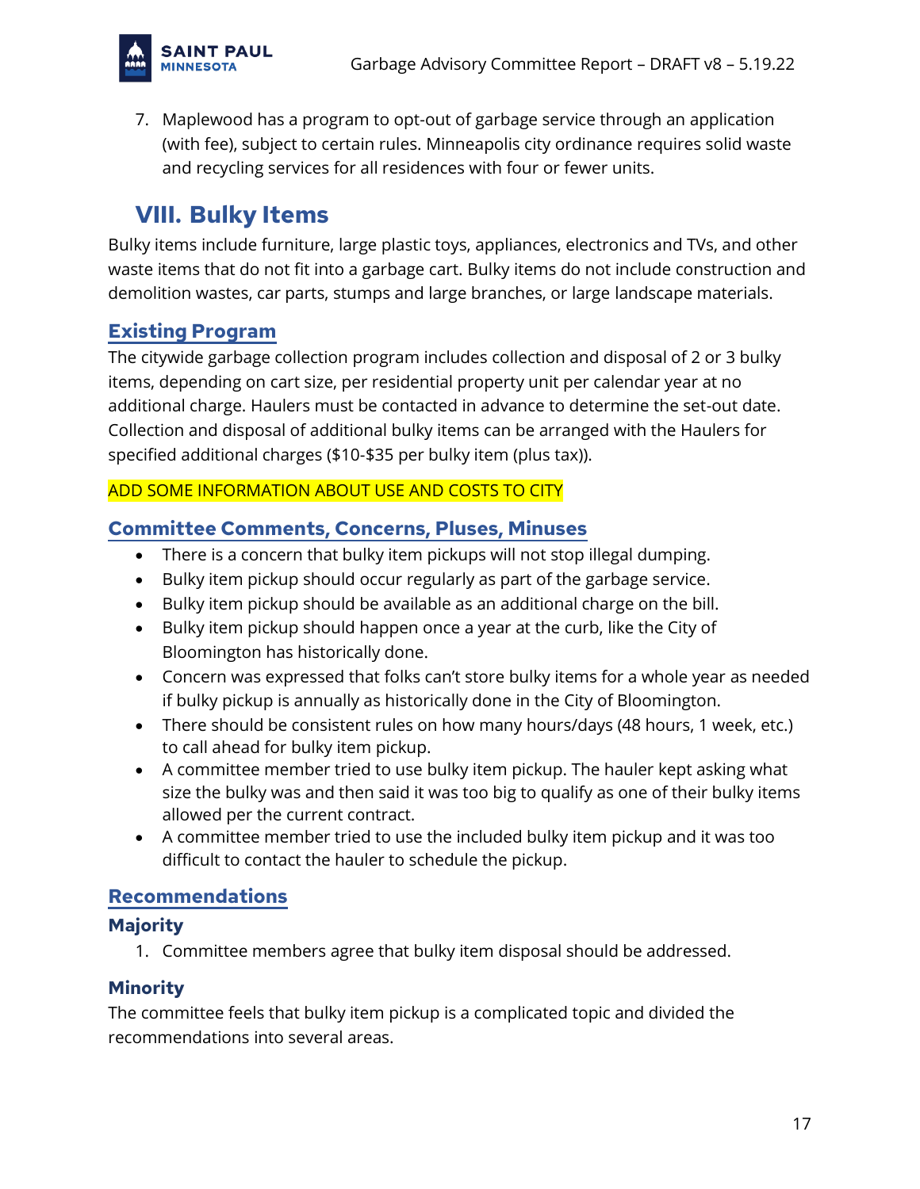7. Maplewood has a program to opt-out of garbage service through an application (with fee), subject to certain rules. Minneapolis city ordinance requires solid waste and recycling services for all residences with four or fewer units.

## VIII. Bulky Items

Bulky items include furniture, large plastic toys, appliances, electronics and TVs, and other waste items that do not fit into a garbage cart. Bulky items do not include construction and demolition wastes, car parts, stumps and large branches, or large landscape materials.

### Existing Program

The citywide garbage collection program includes collection and disposal of 2 or 3 bulky items, depending on cart size, per residential property unit per calendar year at no additional charge. Haulers must be contacted in advance to determine the set-out date. Collection and disposal of additional bulky items can be arranged with the Haulers for specified additional charges ($10-$35 per bulky item (plus tax)).

ADD SOME INFORMATION ABOUT USE AND COSTS TO CITY

### Committee Comments, Concerns, Pluses, Minuses

- There is a concern that bulky item pickups will not stop illegal dumping.
- Bulky item pickup should occur regularly as part of the garbage service.
- Bulky item pickup should be available as an additional charge on the bill.
- Bulky item pickup should happen once a year at the curb, like the City of Bloomington has historically done.
- Concern was expressed that folks can't store bulky items for a whole year as needed if bulky pickup is annually as historically done in the City of Bloomington.
- There should be consistent rules on how many hours/days (48 hours, 1 week, etc.) to call ahead for bulky item pickup.
- A committee member tried to use bulky item pickup. The hauler kept asking what size the bulky was and then said it was too big to qualify as one of their bulky items allowed per the current contract.
- A committee member tried to use the included bulky item pickup and it was too difficult to contact the hauler to schedule the pickup.

### Recommendations

#### Majority

1. Committee members agree that bulky item disposal should be addressed.

#### Minority

The committee feels that bulky item pickup is a complicated topic and divided the recommendations into several areas.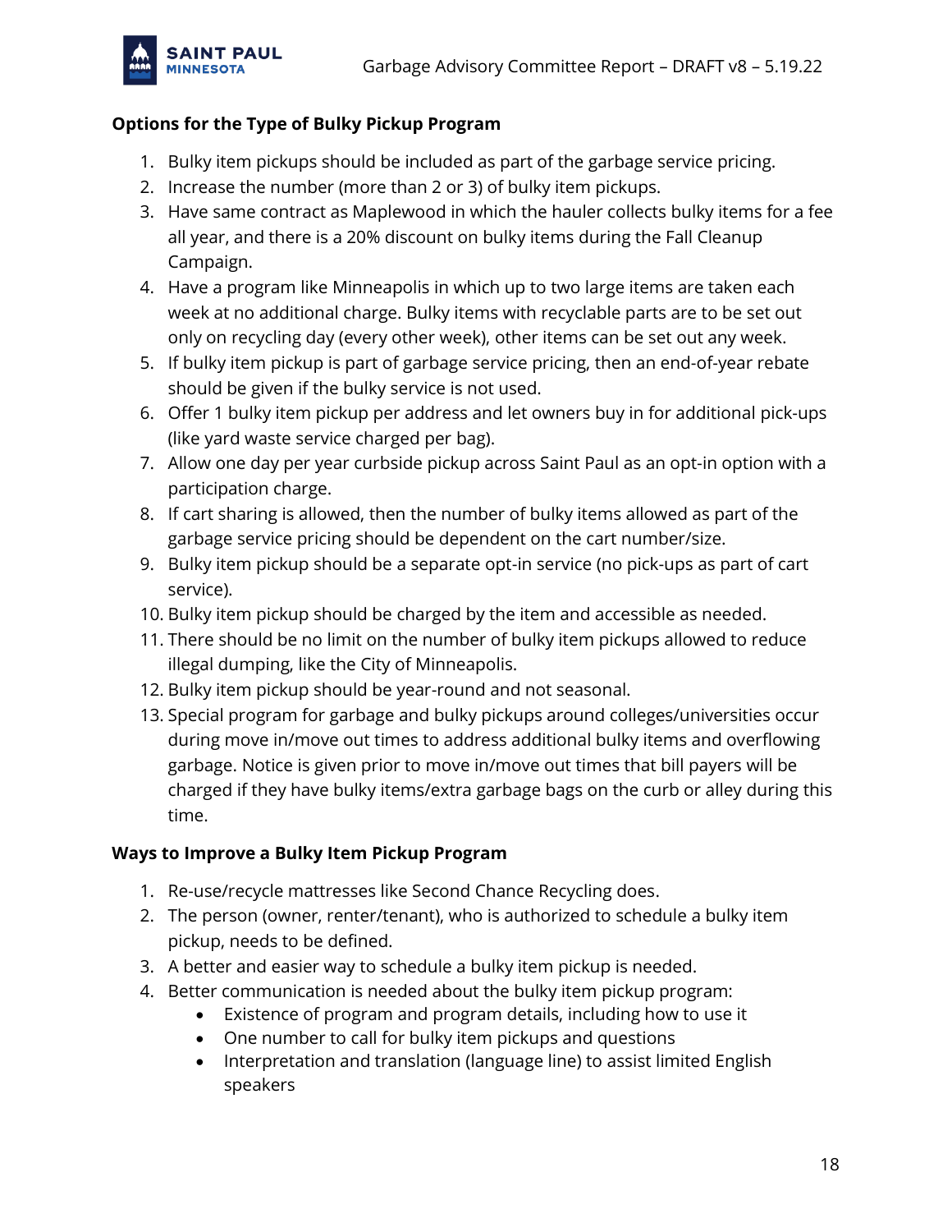**Options for the Type of Bulky Pickup Program**

1. Bulky item pickups should be included as part of the garbage service pricing.
2. Increase the number (more than 2 or 3) of bulky item pickups.
3. Have same contract as Maplewood in which the hauler collects bulky items for a fee all year, and there is a 20% discount on bulky items during the Fall Cleanup Campaign.
4. Have a program like Minneapolis in which up to two large items are taken each week at no additional charge. Bulky items with recyclable parts are to be set out only on recycling day (every other week), other items can be set out any week.
5. If bulky item pickup is part of garbage service pricing, then an end-of-year rebate should be given if the bulky service is not used.
6. Offer 1 bulky item pickup per address and let owners buy in for additional pick-ups (like yard waste service charged per bag).
7. Allow one day per year curbside pickup across Saint Paul as an opt-in option with a participation charge.
8. If cart sharing is allowed, then the number of bulky items allowed as part of the garbage service pricing should be dependent on the cart number/size.
9. Bulky item pickup should be a separate opt-in service (no pick-ups as part of cart service).
10. Bulky item pickup should be charged by the item and accessible as needed.
11. There should be no limit on the number of bulky item pickups allowed to reduce illegal dumping, like the City of Minneapolis.
12. Bulky item pickup should be year-round and not seasonal.
13. Special program for garbage and bulky pickups around colleges/universities occur during move in/move out times to address additional bulky items and overflowing garbage. Notice is given prior to move in/move out times that bill payers will be charged if they have bulky items/extra garbage bags on the curb or alley during this time.

**Ways to Improve a Bulky Item Pickup Program**

1. Re-use/recycle mattresses like Second Chance Recycling does.
2. The person (owner, renter/tenant), who is authorized to schedule a bulky item pickup, needs to be defined.
3. A better and easier way to schedule a bulky item pickup is needed.
4. Better communication is needed about the bulky item pickup program:
   - Existence of program and program details, including how to use it
   - One number to call for bulky item pickups and questions
   - Interpretation and translation (language line) to assist limited English speakers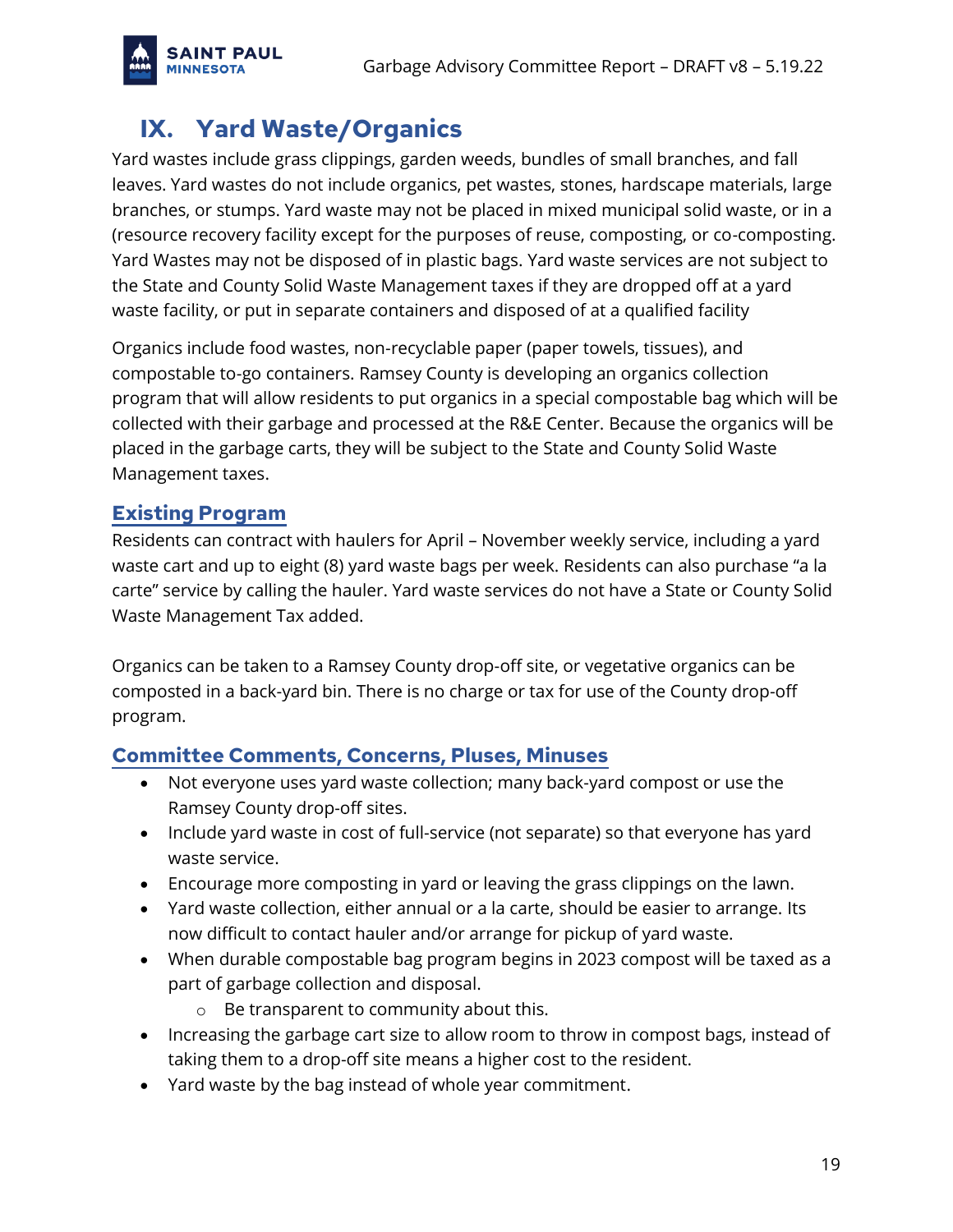# IX. Yard Waste/Organics

Yard wastes include grass clippings, garden weeds, bundles of small branches, and fall leaves. Yard wastes do not include organics, pet wastes, stones, hardscape materials, large branches, or stumps. Yard waste may not be placed in mixed municipal solid waste, or in a (resource recovery facility except for the purposes of reuse, composting, or co-composting. Yard Wastes may not be disposed of in plastic bags. Yard waste services are not subject to the State and County Solid Waste Management taxes if they are dropped off at a yard waste facility, or put in separate containers and disposed of at a qualified facility

Organics include food wastes, non-recyclable paper (paper towels, tissues), and compostable to-go containers. Ramsey County is developing an organics collection program that will allow residents to put organics in a special compostable bag which will be collected with their garbage and processed at the R&E Center. Because the organics will be placed in the garbage carts, they will be subject to the State and County Solid Waste Management taxes.

## Existing Program

Residents can contract with haulers for April – November weekly service, including a yard waste cart and up to eight (8) yard waste bags per week. Residents can also purchase "a la carte" service by calling the hauler. Yard waste services do not have a State or County Solid Waste Management Tax added.

Organics can be taken to a Ramsey County drop-off site, or vegetative organics can be composted in a back-yard bin. There is no charge or tax for use of the County drop-off program.

## Committee Comments, Concerns, Pluses, Minuses

- Not everyone uses yard waste collection; many back-yard compost or use the Ramsey County drop-off sites.
- Include yard waste in cost of full-service (not separate) so that everyone has yard waste service.
- Encourage more composting in yard or leaving the grass clippings on the lawn.
- Yard waste collection, either annual or a la carte, should be easier to arrange. Its now difficult to contact hauler and/or arrange for pickup of yard waste.
- When durable compostable bag program begins in 2023 compost will be taxed as a part of garbage collection and disposal.
    - Be transparent to community about this.
- Increasing the garbage cart size to allow room to throw in compost bags, instead of taking them to a drop-off site means a higher cost to the resident.
- Yard waste by the bag instead of whole year commitment.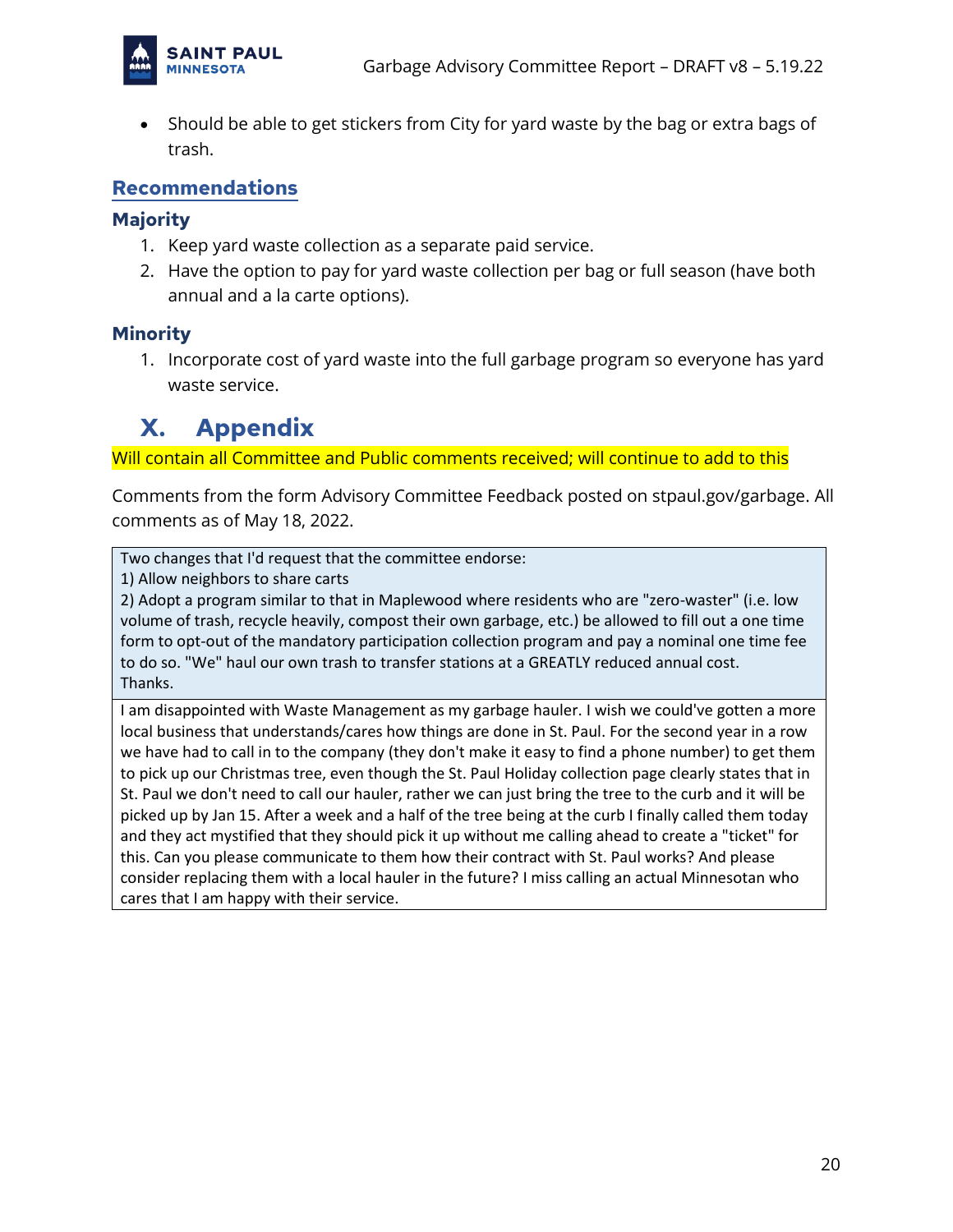- Should be able to get stickers from City for yard waste by the bag or extra bags of trash.

## Recommendations

### Majority

1. Keep yard waste collection as a separate paid service.
2. Have the option to pay for yard waste collection per bag or full season (have both annual and a la carte options).

### Minority

1. Incorporate cost of yard waste into the full garbage program so everyone has yard waste service.

# X. Appendix

Will contain all Committee and Public comments received; will continue to add to this

Comments from the form Advisory Committee Feedback posted on stpaul.gov/garbage. All comments as of May 18, 2022.

| Two changes that I'd request that the committee endorse:<br>1) Allow neighbors to share carts<br>2) Adopt a program similar to that in Maplewood where residents who are "zero-waster" (i.e. low volume of trash, recycle heavily, compost their own garbage, etc.) be allowed to fill out a one time form to opt-out of the mandatory participation collection program and pay a nominal one time fee to do so. "We" haul our own trash to transfer stations at a GREATLY reduced annual cost.<br>Thanks. |
|---|
| I am disappointed with Waste Management as my garbage hauler. I wish we could've gotten a more local business that understands/cares how things are done in St. Paul. For the second year in a row we have had to call in to the company (they don't make it easy to find a phone number) to get them to pick up our Christmas tree, even though the St. Paul Holiday collection page clearly states that in St. Paul we don't need to call our hauler, rather we can just bring the tree to the curb and it will be picked up by Jan 15. After a week and a half of the tree being at the curb I finally called them today and they act mystified that they should pick it up without me calling ahead to create a "ticket" for this. Can you please communicate to them how their contract with St. Paul works? And please consider replacing them with a local hauler in the future? I miss calling an actual Minnesotan who cares that I am happy with their service. |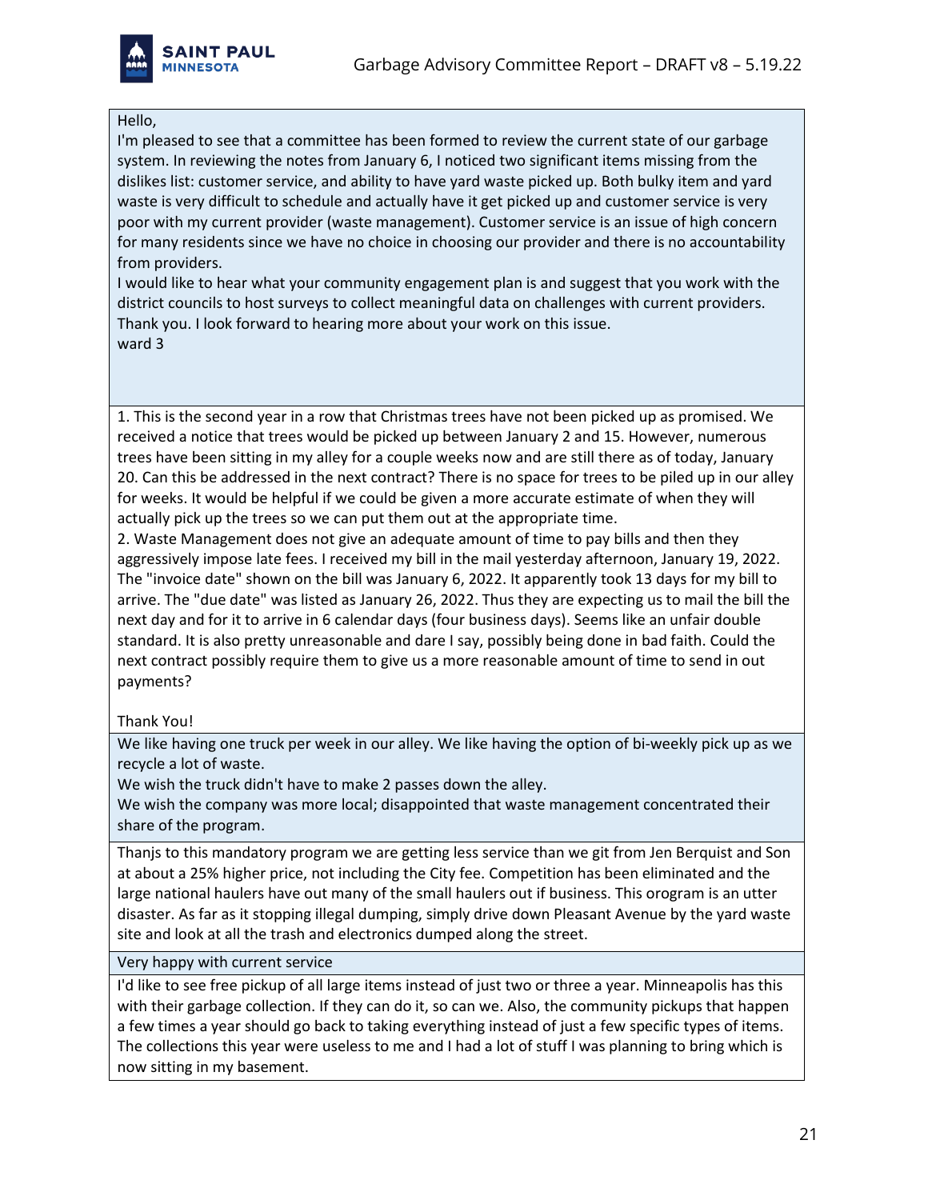| |
|---|
| Hello,<br>I'm pleased to see that a committee has been formed to review the current state of our garbage system. In reviewing the notes from January 6, I noticed two significant items missing from the dislikes list: customer service, and ability to have yard waste picked up. Both bulky item and yard waste is very difficult to schedule and actually have it get picked up and customer service is very poor with my current provider (waste management). Customer service is an issue of high concern for many residents since we have no choice in choosing our provider and there is no accountability from providers.<br>I would like to hear what your community engagement plan is and suggest that you work with the district councils to host surveys to collect meaningful data on challenges with current providers.<br>Thank you. I look forward to hearing more about your work on this issue.<br>ward 3 |
| 1. This is the second year in a row that Christmas trees have not been picked up as promised. We received a notice that trees would be picked up between January 2 and 15. However, numerous trees have been sitting in my alley for a couple weeks now and are still there as of today, January 20. Can this be addressed in the next contract? There is no space for trees to be piled up in our alley for weeks. It would be helpful if we could be given a more accurate estimate of when they will actually pick up the trees so we can put them out at the appropriate time.<br>2. Waste Management does not give an adequate amount of time to pay bills and then they aggressively impose late fees. I received my bill in the mail yesterday afternoon, January 19, 2022. The "invoice date" shown on the bill was January 6, 2022. It apparently took 13 days for my bill to arrive. The "due date" was listed as January 26, 2022. Thus they are expecting us to mail the bill the next day and for it to arrive in 6 calendar days (four business days). Seems like an unfair double standard. It is also pretty unreasonable and dare I say, possibly being done in bad faith. Could the next contract possibly require them to give us a more reasonable amount of time to send in out payments?<br><br>Thank You! |
| We like having one truck per week in our alley. We like having the option of bi-weekly pick up as we recycle a lot of waste.<br>We wish the truck didn't have to make 2 passes down the alley.<br>We wish the company was more local; disappointed that waste management concentrated their share of the program. |
| Thanjs to this mandatory program we are getting less service than we git from Jen Berquist and Son at about a 25% higher price, not including the City fee. Competition has been eliminated and the large national haulers have out many of the small haulers out if business. This orogram is an utter disaster. As far as it stopping illegal dumping, simply drive down Pleasant Avenue by the yard waste site and look at all the trash and electronics dumped along the street. |
| Very happy with current service |
| I'd like to see free pickup of all large items instead of just two or three a year. Minneapolis has this with their garbage collection. If they can do it, so can we. Also, the community pickups that happen a few times a year should go back to taking everything instead of just a few specific types of items. The collections this year were useless to me and I had a lot of stuff I was planning to bring which is now sitting in my basement. |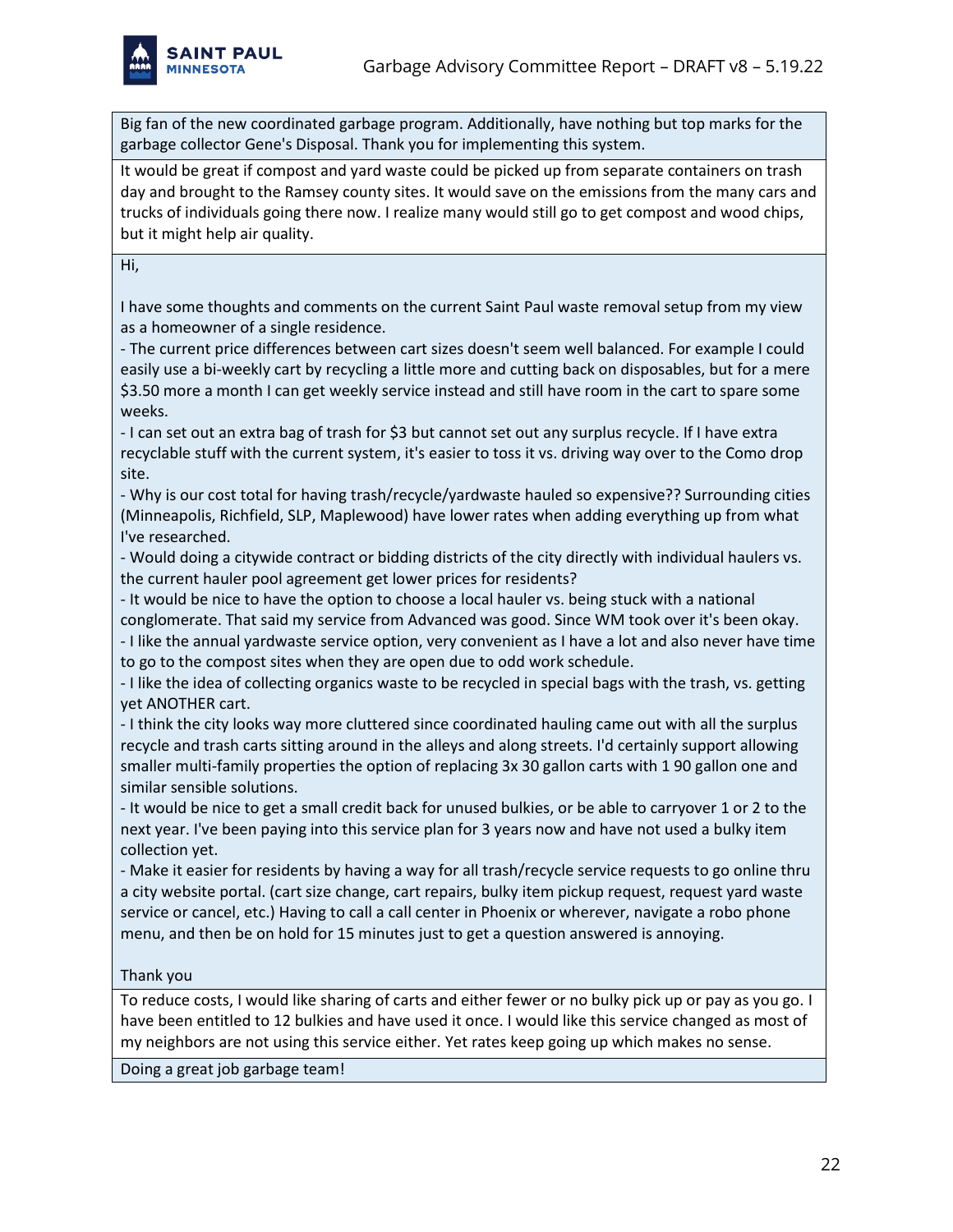| |
|---|
| Big fan of the new coordinated garbage program. Additionally, have nothing but top marks for the garbage collector Gene's Disposal. Thank you for implementing this system. |
| It would be great if compost and yard waste could be picked up from separate containers on trash day and brought to the Ramsey county sites. It would save on the emissions from the many cars and trucks of individuals going there now. I realize many would still go to get compost and wood chips, but it might help air quality. |
| Hi,<br><br>I have some thoughts and comments on the current Saint Paul waste removal setup from my view as a homeowner of a single residence.<br>- The current price differences between cart sizes doesn't seem well balanced. For example I could easily use a bi-weekly cart by recycling a little more and cutting back on disposables, but for a mere $3.50 more a month I can get weekly service instead and still have room in the cart to spare some weeks.<br>- I can set out an extra bag of trash for $3 but cannot set out any surplus recycle. If I have extra recyclable stuff with the current system, it's easier to toss it vs. driving way over to the Como drop site.<br>- Why is our cost total for having trash/recycle/yardwaste hauled so expensive?? Surrounding cities (Minneapolis, Richfield, SLP, Maplewood) have lower rates when adding everything up from what I've researched.<br>- Would doing a citywide contract or bidding districts of the city directly with individual haulers vs. the current hauler pool agreement get lower prices for residents?<br>- It would be nice to have the option to choose a local hauler vs. being stuck with a national conglomerate. That said my service from Advanced was good. Since WM took over it's been okay.<br>- I like the annual yardwaste service option, very convenient as I have a lot and also never have time to go to the compost sites when they are open due to odd work schedule.<br>- I like the idea of collecting organics waste to be recycled in special bags with the trash, vs. getting yet ANOTHER cart.<br>- I think the city looks way more cluttered since coordinated hauling came out with all the surplus recycle and trash carts sitting around in the alleys and along streets. I'd certainly support allowing smaller multi-family properties the option of replacing 3x 30 gallon carts with 1 90 gallon one and similar sensible solutions.<br>- It would be nice to get a small credit back for unused bulkies, or be able to carryover 1 or 2 to the next year. I've been paying into this service plan for 3 years now and have not used a bulky item collection yet.<br>- Make it easier for residents by having a way for all trash/recycle service requests to go online thru a city website portal. (cart size change, cart repairs, bulky item pickup request, request yard waste service or cancel, etc.) Having to call a call center in Phoenix or wherever, navigate a robo phone menu, and then be on hold for 15 minutes just to get a question answered is annoying.<br><br>Thank you |
| To reduce costs, I would like sharing of carts and either fewer or no bulky pick up or pay as you go. I have been entitled to 12 bulkies and have used it once. I would like this service changed as most of my neighbors are not using this service either. Yet rates keep going up which makes no sense. |
| Doing a great job garbage team! |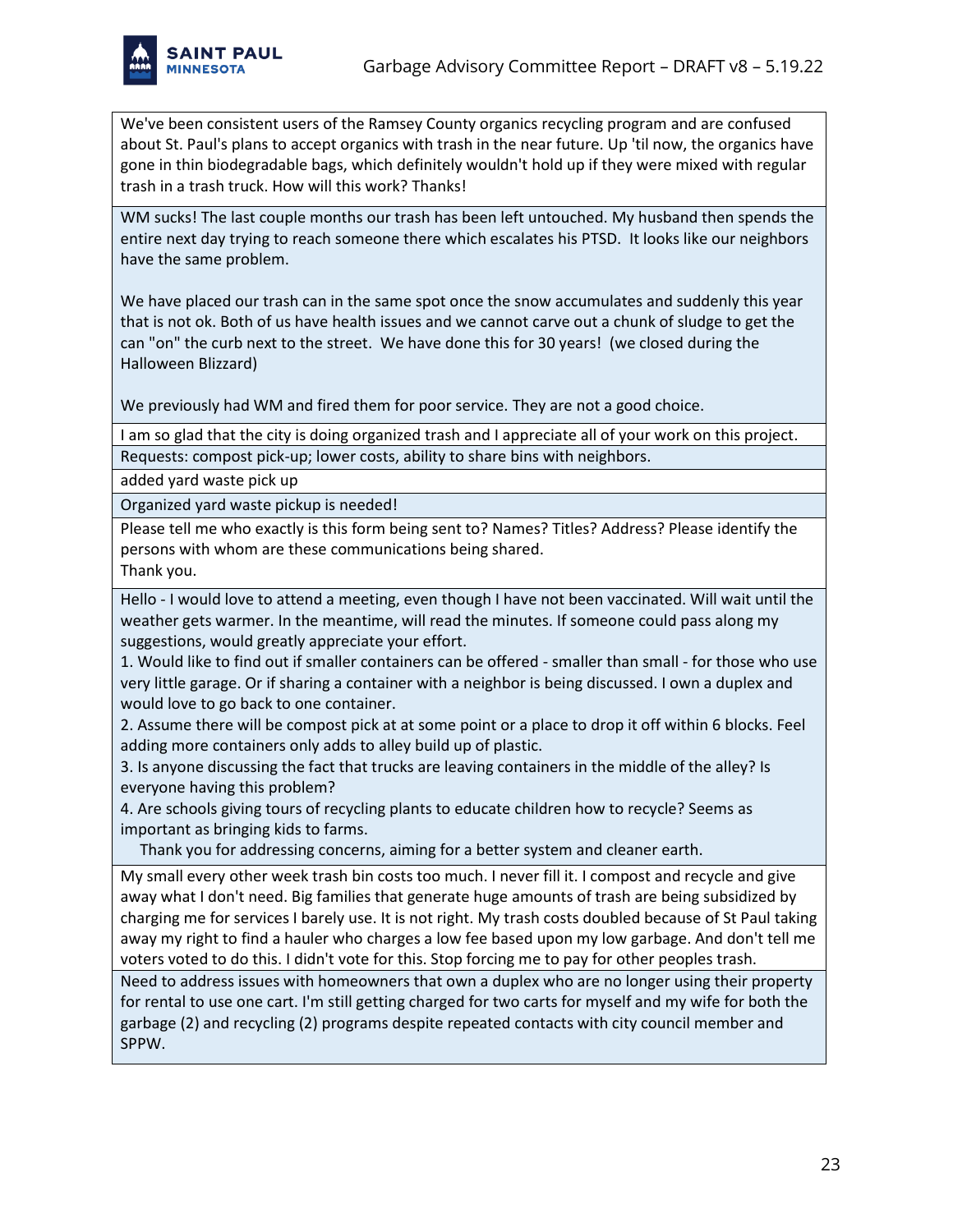| |
|---|
| We've been consistent users of the Ramsey County organics recycling program and are confused about St. Paul's plans to accept organics with trash in the near future. Up 'til now, the organics have gone in thin biodegradable bags, which definitely wouldn't hold up if they were mixed with regular trash in a trash truck. How will this work? Thanks! |
| WM sucks! The last couple months our trash has been left untouched. My husband then spends the entire next day trying to reach someone there which escalates his PTSD. It looks like our neighbors have the same problem.<br><br>We have placed our trash can in the same spot once the snow accumulates and suddenly this year that is not ok. Both of us have health issues and we cannot carve out a chunk of sludge to get the can "on" the curb next to the street. We have done this for 30 years! (we closed during the Halloween Blizzard)<br><br>We previously had WM and fired them for poor service. They are not a good choice. |
| I am so glad that the city is doing organized trash and I appreciate all of your work on this project. |
| Requests: compost pick-up; lower costs, ability to share bins with neighbors. |
| added yard waste pick up |
| Organized yard waste pickup is needed! |
| Please tell me who exactly is this form being sent to? Names? Titles? Address? Please identify the persons with whom are these communications being shared.<br>Thank you. |
| Hello - I would love to attend a meeting, even though I have not been vaccinated. Will wait until the weather gets warmer. In the meantime, will read the minutes. If someone could pass along my suggestions, would greatly appreciate your effort.<br>1. Would like to find out if smaller containers can be offered - smaller than small - for those who use very little garage. Or if sharing a container with a neighbor is being discussed. I own a duplex and would love to go back to one container.<br>2. Assume there will be compost pick at at some point or a place to drop it off within 6 blocks. Feel adding more containers only adds to alley build up of plastic.<br>3. Is anyone discussing the fact that trucks are leaving containers in the middle of the alley? Is everyone having this problem?<br>4. Are schools giving tours of recycling plants to educate children how to recycle? Seems as important as bringing kids to farms.<br>Thank you for addressing concerns, aiming for a better system and cleaner earth. |
| My small every other week trash bin costs too much. I never fill it. I compost and recycle and give away what I don't need. Big families that generate huge amounts of trash are being subsidized by charging me for services I barely use. It is not right. My trash costs doubled because of St Paul taking away my right to find a hauler who charges a low fee based upon my low garbage. And don't tell me voters voted to do this. I didn't vote for this. Stop forcing me to pay for other peoples trash. |
| Need to address issues with homeowners that own a duplex who are no longer using their property for rental to use one cart. I'm still getting charged for two carts for myself and my wife for both the garbage (2) and recycling (2) programs despite repeated contacts with city council member and SPPW. |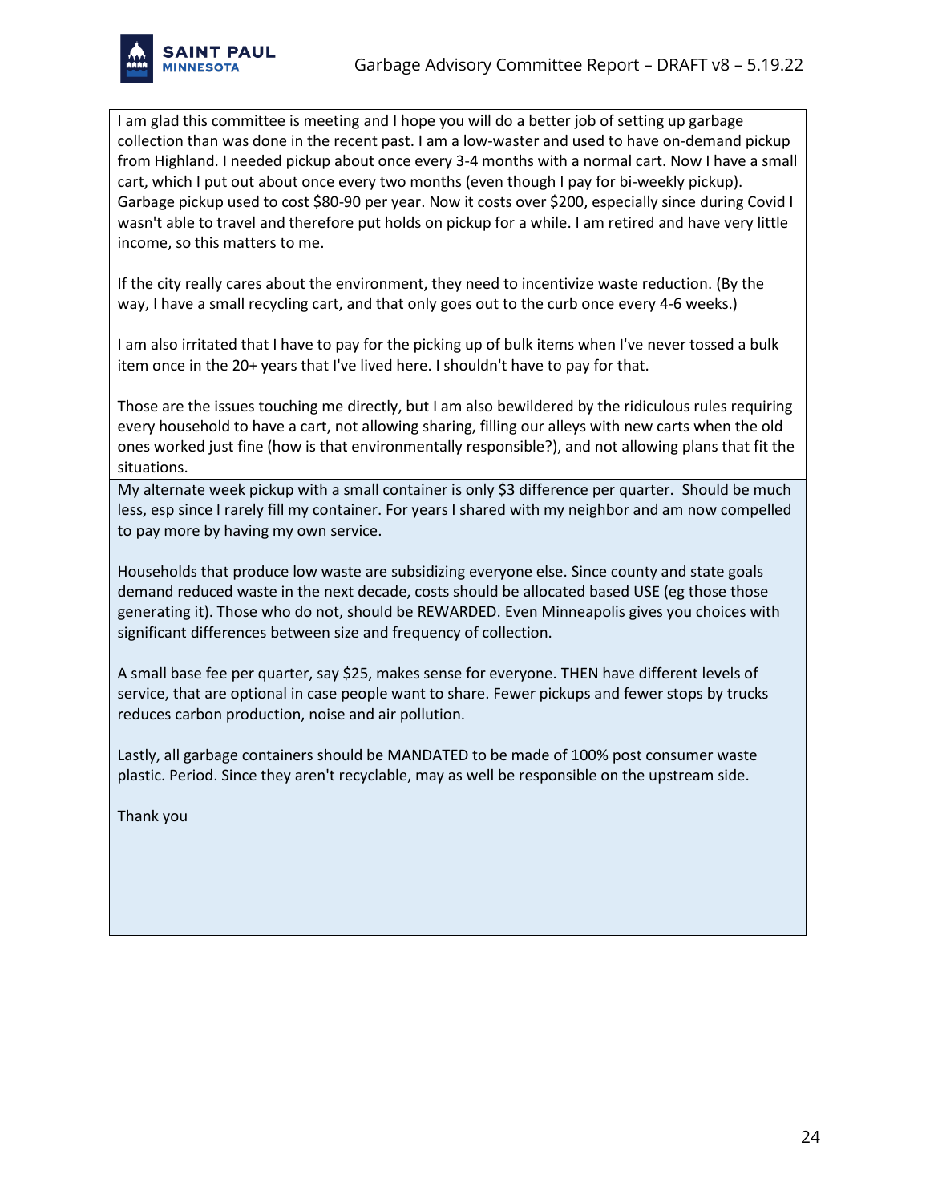I am glad this committee is meeting and I hope you will do a better job of setting up garbage collection than was done in the recent past. I am a low-waster and used to have on-demand pickup from Highland. I needed pickup about once every 3-4 months with a normal cart. Now I have a small cart, which I put out about once every two months (even though I pay for bi-weekly pickup). Garbage pickup used to cost $80-90 per year. Now it costs over $200, especially since during Covid I wasn't able to travel and therefore put holds on pickup for a while. I am retired and have very little income, so this matters to me.

If the city really cares about the environment, they need to incentivize waste reduction. (By the way, I have a small recycling cart, and that only goes out to the curb once every 4-6 weeks.)

I am also irritated that I have to pay for the picking up of bulk items when I've never tossed a bulk item once in the 20+ years that I've lived here. I shouldn't have to pay for that.

Those are the issues touching me directly, but I am also bewildered by the ridiculous rules requiring every household to have a cart, not allowing sharing, filling our alleys with new carts when the old ones worked just fine (how is that environmentally responsible?), and not allowing plans that fit the situations.

---

My alternate week pickup with a small container is only $3 difference per quarter. Should be much less, esp since I rarely fill my container. For years I shared with my neighbor and am now compelled to pay more by having my own service.

Households that produce low waste are subsidizing everyone else. Since county and state goals demand reduced waste in the next decade, costs should be allocated based USE (eg those those generating it). Those who do not, should be REWARDED. Even Minneapolis gives you choices with significant differences between size and frequency of collection.

A small base fee per quarter, say $25, makes sense for everyone. THEN have different levels of service, that are optional in case people want to share. Fewer pickups and fewer stops by trucks reduces carbon production, noise and air pollution.

Lastly, all garbage containers should be MANDATED to be made of 100% post consumer waste plastic. Period. Since they aren't recyclable, may as well be responsible on the upstream side.

Thank you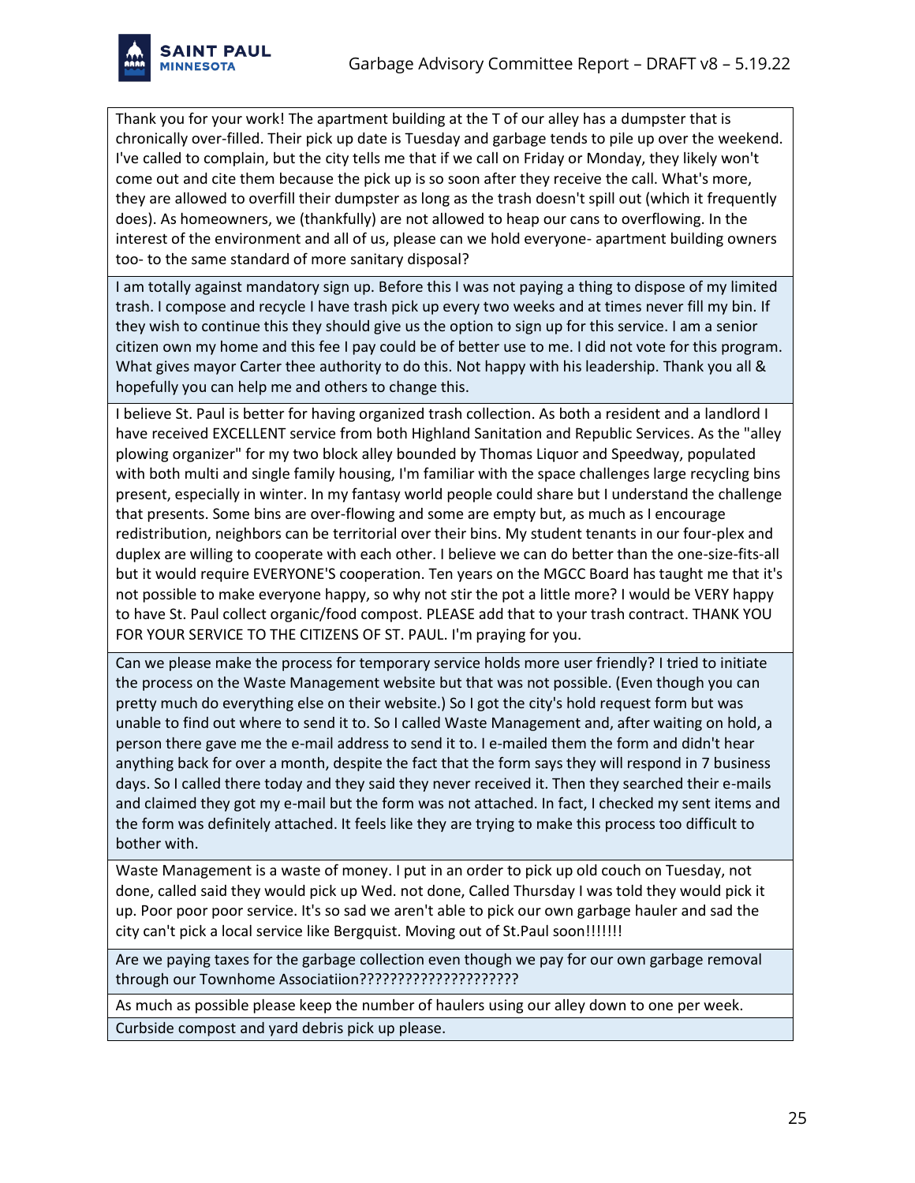| |
|---|
| Thank you for your work! The apartment building at the T of our alley has a dumpster that is chronically over-filled. Their pick up date is Tuesday and garbage tends to pile up over the weekend. I've called to complain, but the city tells me that if we call on Friday or Monday, they likely won't come out and cite them because the pick up is so soon after they receive the call. What's more, they are allowed to overfill their dumpster as long as the trash doesn't spill out (which it frequently does). As homeowners, we (thankfully) are not allowed to heap our cans to overflowing. In the interest of the environment and all of us, please can we hold everyone- apartment building owners too- to the same standard of more sanitary disposal? |
| I am totally against mandatory sign up. Before this I was not paying a thing to dispose of my limited trash. I compose and recycle I have trash pick up every two weeks and at times never fill my bin. If they wish to continue this they should give us the option to sign up for this service. I am a senior citizen own my home and this fee I pay could be of better use to me. I did not vote for this program. What gives mayor Carter thee authority to do this. Not happy with his leadership. Thank you all & hopefully you can help me and others to change this. |
| I believe St. Paul is better for having organized trash collection. As both a resident and a landlord I have received EXCELLENT service from both Highland Sanitation and Republic Services. As the "alley plowing organizer" for my two block alley bounded by Thomas Liquor and Speedway, populated with both multi and single family housing, I'm familiar with the space challenges large recycling bins present, especially in winter. In my fantasy world people could share but I understand the challenge that presents. Some bins are over-flowing and some are empty but, as much as I encourage redistribution, neighbors can be territorial over their bins. My student tenants in our four-plex and duplex are willing to cooperate with each other. I believe we can do better than the one-size-fits-all but it would require EVERYONE'S cooperation. Ten years on the MGCC Board has taught me that it's not possible to make everyone happy, so why not stir the pot a little more? I would be VERY happy to have St. Paul collect organic/food compost. PLEASE add that to your trash contract. THANK YOU FOR YOUR SERVICE TO THE CITIZENS OF ST. PAUL. I'm praying for you. |
| Can we please make the process for temporary service holds more user friendly? I tried to initiate the process on the Waste Management website but that was not possible. (Even though you can pretty much do everything else on their website.) So I got the city's hold request form but was unable to find out where to send it to. So I called Waste Management and, after waiting on hold, a person there gave me the e-mail address to send it to. I e-mailed them the form and didn't hear anything back for over a month, despite the fact that the form says they will respond in 7 business days. So I called there today and they said they never received it. Then they searched their e-mails and claimed they got my e-mail but the form was not attached. In fact, I checked my sent items and the form was definitely attached. It feels like they are trying to make this process too difficult to bother with. |
| Waste Management is a waste of money. I put in an order to pick up old couch on Tuesday, not done, called said they would pick up Wed. not done, Called Thursday I was told they would pick it up. Poor poor poor service. It's so sad we aren't able to pick our own garbage hauler and sad the city can't pick a local service like Bergquist. Moving out of St.Paul soon!!!!!!! |
| Are we paying taxes for the garbage collection even though we pay for our own garbage removal through our Townhome Associatiion???????????????????? |
| As much as possible please keep the number of haulers using our alley down to one per week. |
| Curbside compost and yard debris pick up please. |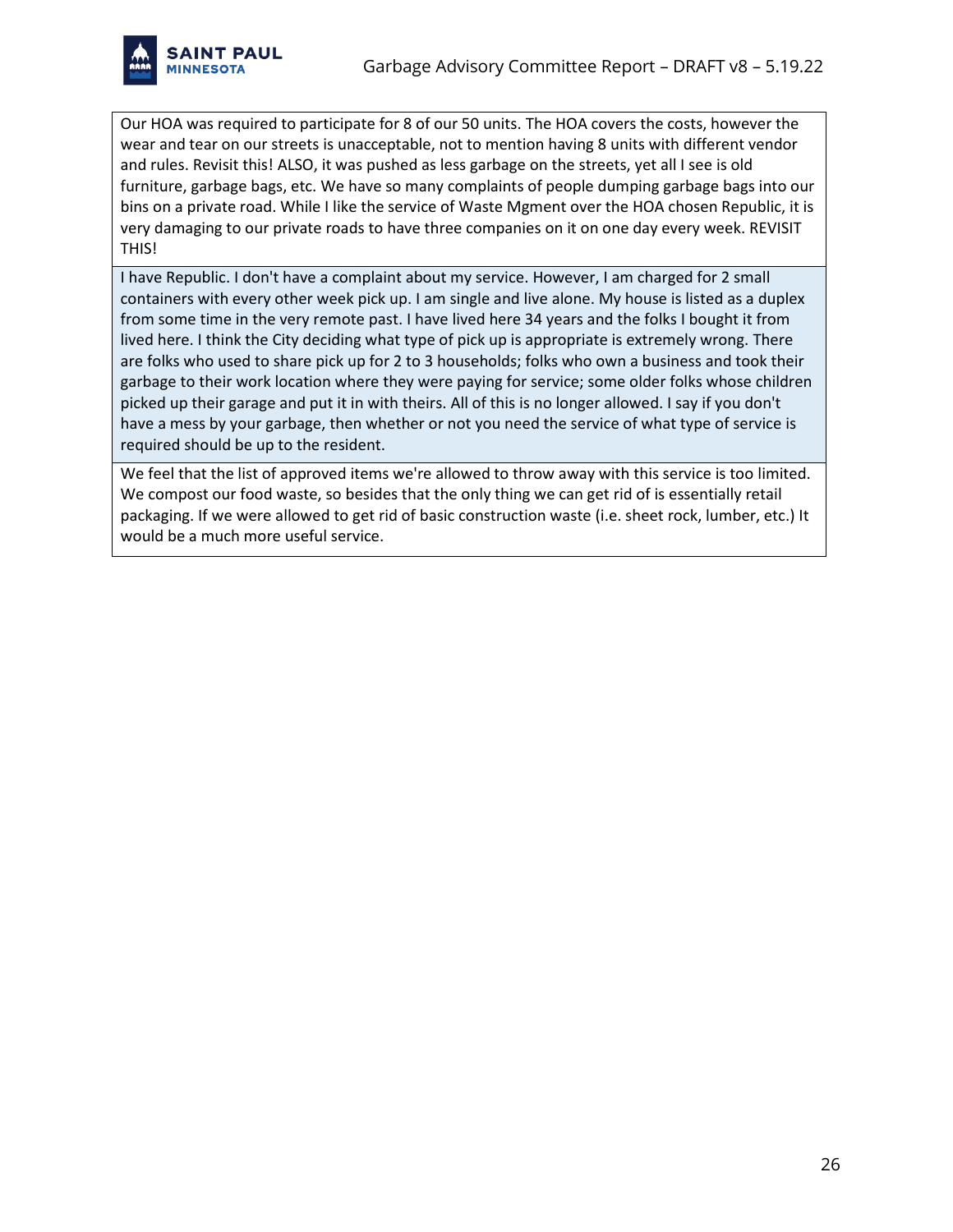| |
|---|
| Our HOA was required to participate for 8 of our 50 units. The HOA covers the costs, however the wear and tear on our streets is unacceptable, not to mention having 8 units with different vendor and rules. Revisit this! ALSO, it was pushed as less garbage on the streets, yet all I see is old furniture, garbage bags, etc. We have so many complaints of people dumping garbage bags into our bins on a private road. While I like the service of Waste Mgment over the HOA chosen Republic, it is very damaging to our private roads to have three companies on it on one day every week. REVISIT THIS! |
| I have Republic. I don't have a complaint about my service. However, I am charged for 2 small containers with every other week pick up. I am single and live alone. My house is listed as a duplex from some time in the very remote past. I have lived here 34 years and the folks I bought it from lived here. I think the City deciding what type of pick up is appropriate is extremely wrong. There are folks who used to share pick up for 2 to 3 households; folks who own a business and took their garbage to their work location where they were paying for service; some older folks whose children picked up their garage and put it in with theirs. All of this is no longer allowed. I say if you don't have a mess by your garbage, then whether or not you need the service of what type of service is required should be up to the resident. |
| We feel that the list of approved items we're allowed to throw away with this service is too limited. We compost our food waste, so besides that the only thing we can get rid of is essentially retail packaging. If we were allowed to get rid of basic construction waste (i.e. sheet rock, lumber, etc.) It would be a much more useful service. |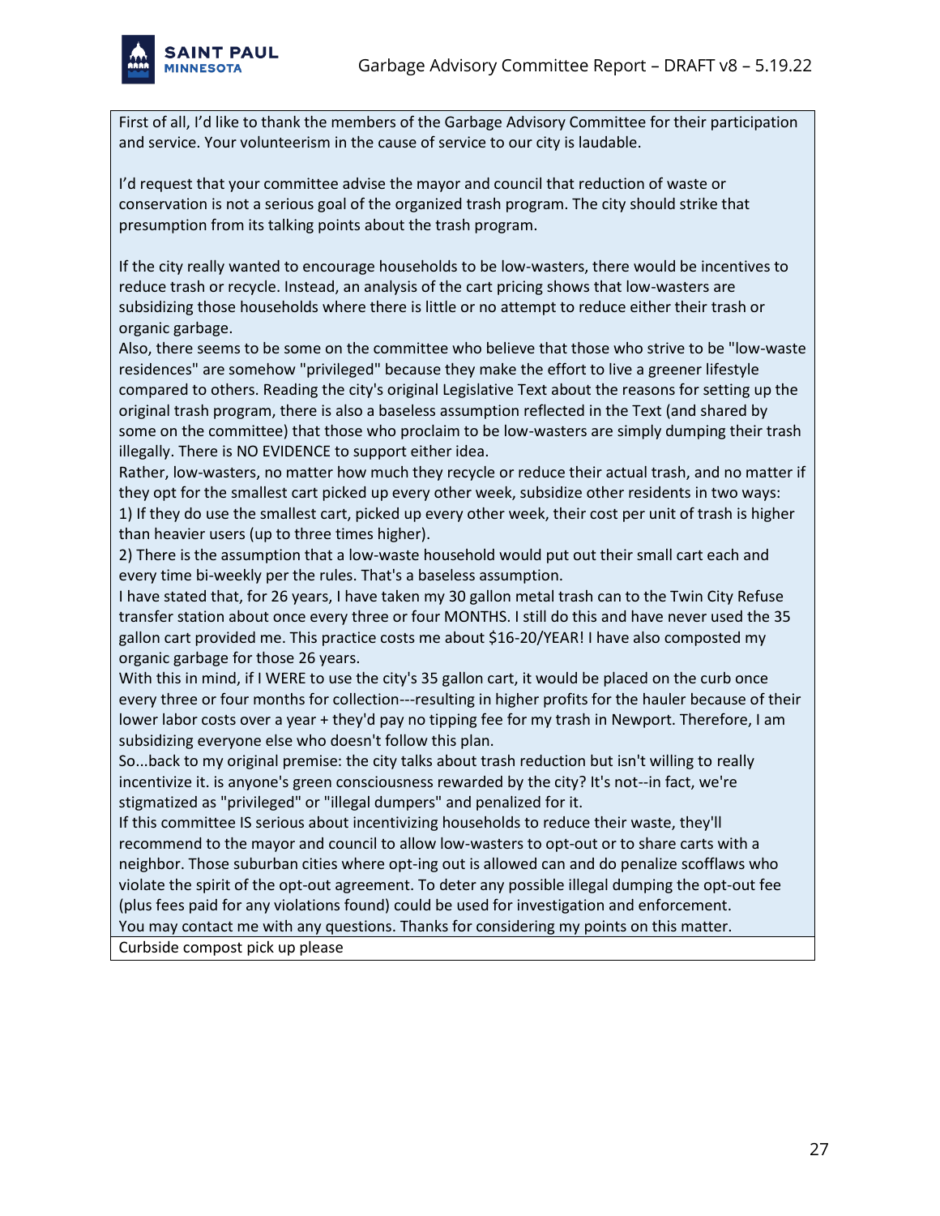| |
|---|
| First of all, I'd like to thank the members of the Garbage Advisory Committee for their participation and service. Your volunteerism in the cause of service to our city is laudable.<br><br>I'd request that your committee advise the mayor and council that reduction of waste or conservation is not a serious goal of the organized trash program. The city should strike that presumption from its talking points about the trash program.<br><br>If the city really wanted to encourage households to be low-wasters, there would be incentives to reduce trash or recycle. Instead, an analysis of the cart pricing shows that low-wasters are subsidizing those households where there is little or no attempt to reduce either their trash or organic garbage.<br>Also, there seems to be some on the committee who believe that those who strive to be "low-waste residences" are somehow "privileged" because they make the effort to live a greener lifestyle compared to others. Reading the city's original Legislative Text about the reasons for setting up the original trash program, there is also a baseless assumption reflected in the Text (and shared by some on the committee) that those who proclaim to be low-wasters are simply dumping their trash illegally. There is NO EVIDENCE to support either idea.<br>Rather, low-wasters, no matter how much they recycle or reduce their actual trash, and no matter if they opt for the smallest cart picked up every other week, subsidize other residents in two ways:<br>1) If they do use the smallest cart, picked up every other week, their cost per unit of trash is higher than heavier users (up to three times higher).<br>2) There is the assumption that a low-waste household would put out their small cart each and every time bi-weekly per the rules. That's a baseless assumption.<br>I have stated that, for 26 years, I have taken my 30 gallon metal trash can to the Twin City Refuse transfer station about once every three or four MONTHS. I still do this and have never used the 35 gallon cart provided me. This practice costs me about $16-20/YEAR! I have also composted my organic garbage for those 26 years.<br>With this in mind, if I WERE to use the city's 35 gallon cart, it would be placed on the curb once every three or four months for collection---resulting in higher profits for the hauler because of their lower labor costs over a year + they'd pay no tipping fee for my trash in Newport. Therefore, I am subsidizing everyone else who doesn't follow this plan.<br>So...back to my original premise: the city talks about trash reduction but isn't willing to really incentivize it. is anyone's green consciousness rewarded by the city? It's not--in fact, we're stigmatized as "privileged" or "illegal dumpers" and penalized for it.<br>If this committee IS serious about incentivizing households to reduce their waste, they'll recommend to the mayor and council to allow low-wasters to opt-out or to share carts with a neighbor. Those suburban cities where opt-ing out is allowed can and do penalize scofflaws who violate the spirit of the opt-out agreement. To deter any possible illegal dumping the opt-out fee (plus fees paid for any violations found) could be used for investigation and enforcement.<br>You may contact me with any questions. Thanks for considering my points on this matter. |
| Curbside compost pick up please |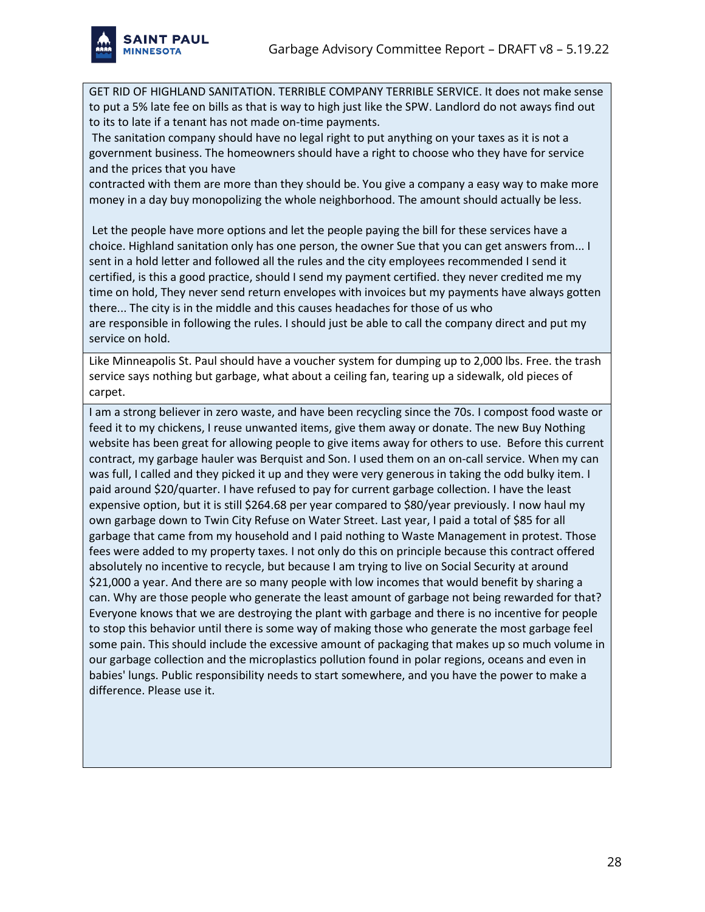| |
|---|
| GET RID OF HIGHLAND SANITATION. TERRIBLE COMPANY TERRIBLE SERVICE. It does not make sense to put a 5% late fee on bills as that is way to high just like the SPW. Landlord do not aways find out to its to late if a tenant has not made on-time payments.<br><br>The sanitation company should have no legal right to put anything on your taxes as it is not a government business. The homeowners should have a right to choose who they have for service and the prices that you have contracted with them are more than they should be. You give a company a easy way to make more money in a day buy monopolizing the whole neighborhood. The amount should actually be less.<br><br>Let the people have more options and let the people paying the bill for these services have a choice. Highland sanitation only has one person, the owner Sue that you can get answers from... I sent in a hold letter and followed all the rules and the city employees recommended I send it certified, is this a good practice, should I send my payment certified. they never credited me my time on hold, They never send return envelopes with invoices but my payments have always gotten there... The city is in the middle and this causes headaches for those of us who are responsible in following the rules. I should just be able to call the company direct and put my service on hold. |
| Like Minneapolis St. Paul should have a voucher system for dumping up to 2,000 lbs. Free. the trash service says nothing but garbage, what about a ceiling fan, tearing up a sidewalk, old pieces of carpet. |
| I am a strong believer in zero waste, and have been recycling since the 70s. I compost food waste or feed it to my chickens, I reuse unwanted items, give them away or donate. The new Buy Nothing website has been great for allowing people to give items away for others to use. Before this current contract, my garbage hauler was Berquist and Son. I used them on an on-call service. When my can was full, I called and they picked it up and they were very generous in taking the odd bulky item. I paid around $20/quarter. I have refused to pay for current garbage collection. I have the least expensive option, but it is still $264.68 per year compared to $80/year previously. I now haul my own garbage down to Twin City Refuse on Water Street. Last year, I paid a total of $85 for all garbage that came from my household and I paid nothing to Waste Management in protest. Those fees were added to my property taxes. I not only do this on principle because this contract offered absolutely no incentive to recycle, but because I am trying to live on Social Security at around $21,000 a year. And there are so many people with low incomes that would benefit by sharing a can. Why are those people who generate the least amount of garbage not being rewarded for that? Everyone knows that we are destroying the plant with garbage and there is no incentive for people to stop this behavior until there is some way of making those who generate the most garbage feel some pain. This should include the excessive amount of packaging that makes up so much volume in our garbage collection and the microplastics pollution found in polar regions, oceans and even in babies' lungs. Public responsibility needs to start somewhere, and you have the power to make a difference. Please use it. |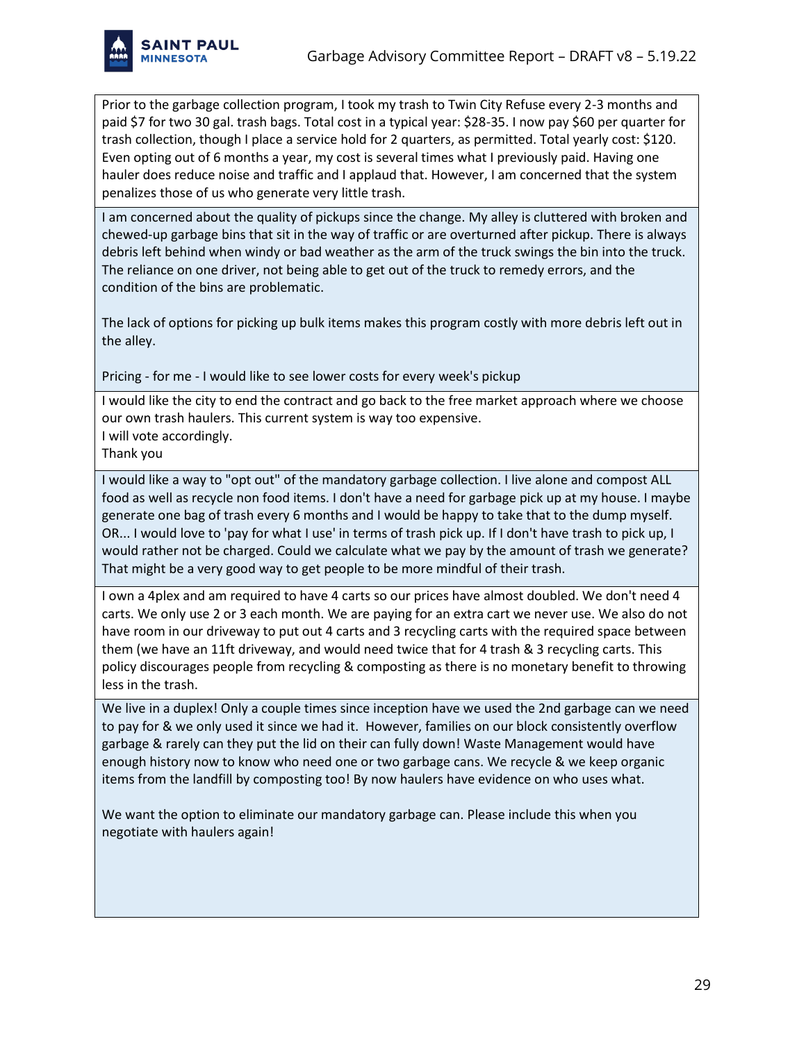| |
|---|
| Prior to the garbage collection program, I took my trash to Twin City Refuse every 2-3 months and paid $7 for two 30 gal. trash bags. Total cost in a typical year: $28-35. I now pay $60 per quarter for trash collection, though I place a service hold for 2 quarters, as permitted. Total yearly cost: $120. Even opting out of 6 months a year, my cost is several times what I previously paid. Having one hauler does reduce noise and traffic and I applaud that. However, I am concerned that the system penalizes those of us who generate very little trash. |
| I am concerned about the quality of pickups since the change. My alley is cluttered with broken and chewed-up garbage bins that sit in the way of traffic or are overturned after pickup. There is always debris left behind when windy or bad weather as the arm of the truck swings the bin into the truck. The reliance on one driver, not being able to get out of the truck to remedy errors, and the condition of the bins are problematic.<br><br>The lack of options for picking up bulk items makes this program costly with more debris left out in the alley.<br><br>Pricing - for me - I would like to see lower costs for every week's pickup |
| I would like the city to end the contract and go back to the free market approach where we choose our own trash haulers. This current system is way too expensive.<br>I will vote accordingly.<br>Thank you |
| I would like a way to "opt out" of the mandatory garbage collection. I live alone and compost ALL food as well as recycle non food items. I don't have a need for garbage pick up at my house. I maybe generate one bag of trash every 6 months and I would be happy to take that to the dump myself. OR... I would love to 'pay for what I use' in terms of trash pick up. If I don't have trash to pick up, I would rather not be charged. Could we calculate what we pay by the amount of trash we generate? That might be a very good way to get people to be more mindful of their trash. |
| I own a 4plex and am required to have 4 carts so our prices have almost doubled. We don't need 4 carts. We only use 2 or 3 each month. We are paying for an extra cart we never use. We also do not have room in our driveway to put out 4 carts and 3 recycling carts with the required space between them (we have an 11ft driveway, and would need twice that for 4 trash & 3 recycling carts. This policy discourages people from recycling & composting as there is no monetary benefit to throwing less in the trash. |
| We live in a duplex! Only a couple times since inception have we used the 2nd garbage can we need to pay for & we only used it since we had it. However, families on our block consistently overflow garbage & rarely can they put the lid on their can fully down! Waste Management would have enough history now to know who need one or two garbage cans. We recycle & we keep organic items from the landfill by composting too! By now haulers have evidence on who uses what.<br><br>We want the option to eliminate our mandatory garbage can. Please include this when you negotiate with haulers again! |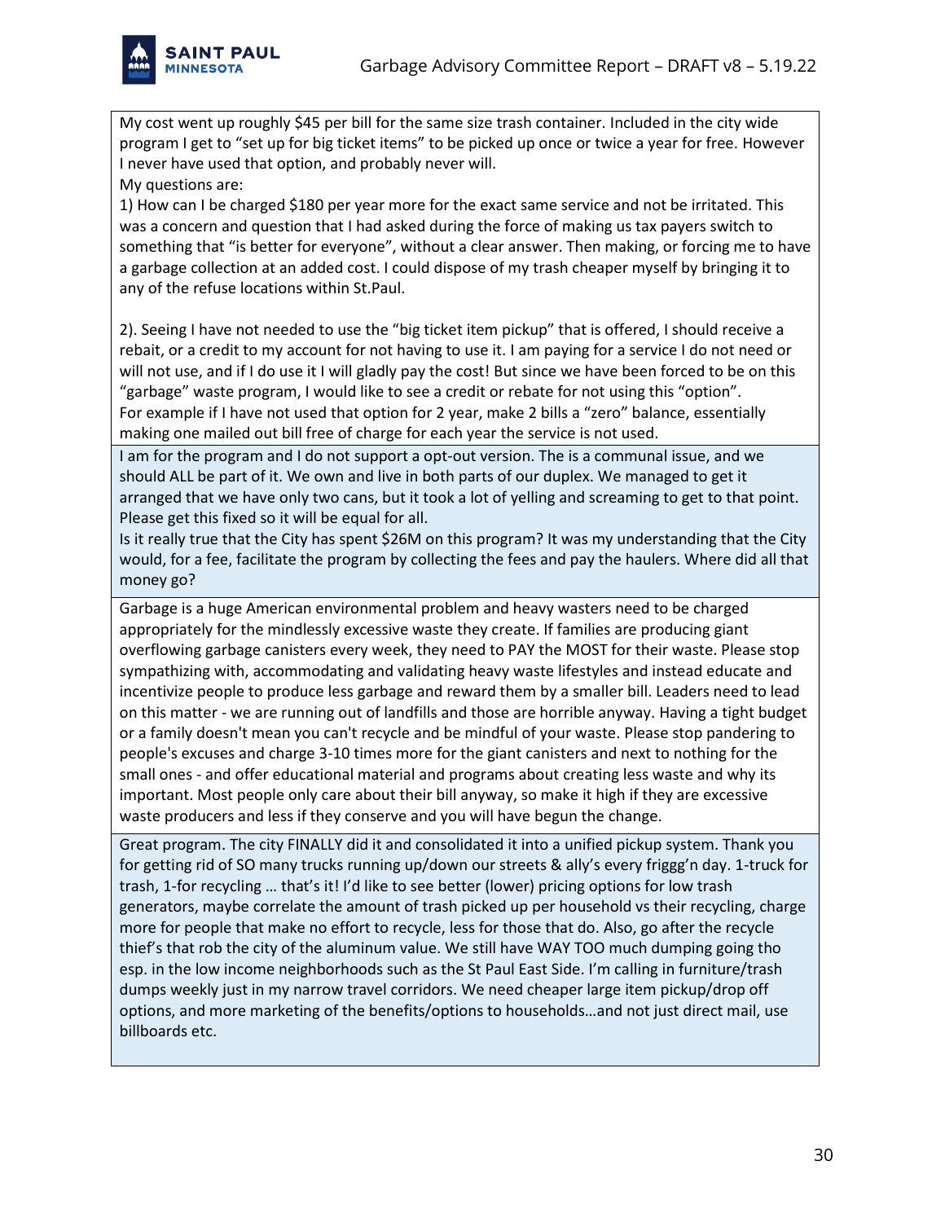| |
|---|
| My cost went up roughly $45 per bill for the same size trash container. Included in the city wide program I get to "set up for big ticket items" to be picked up once or twice a year for free. However I never have used that option, and probably never will.<br>My questions are:<br>1) How can I be charged $180 per year more for the exact same service and not be irritated. This was a concern and question that I had asked during the force of making us tax payers switch to something that "is better for everyone", without a clear answer. Then making, or forcing me to have a garbage collection at an added cost. I could dispose of my trash cheaper myself by bringing it to any of the refuse locations within St.Paul.<br><br>2). Seeing I have not needed to use the "big ticket item pickup" that is offered, I should receive a rebait, or a credit to my account for not having to use it. I am paying for a service I do not need or will not use, and if I do use it I will gladly pay the cost! But since we have been forced to be on this "garbage" waste program, I would like to see a credit or rebate for not using this "option". For example if I have not used that option for 2 year, make 2 bills a "zero" balance, essentially making one mailed out bill free of charge for each year the service is not used. |
| I am for the program and I do not support a opt-out version. The is a communal issue, and we should ALL be part of it. We own and live in both parts of our duplex. We managed to get it arranged that we have only two cans, but it took a lot of yelling and screaming to get to that point. Please get this fixed so it will be equal for all.<br>Is it really true that the City has spent $26M on this program? It was my understanding that the City would, for a fee, facilitate the program by collecting the fees and pay the haulers. Where did all that money go? |
| Garbage is a huge American environmental problem and heavy wasters need to be charged appropriately for the mindlessly excessive waste they create. If families are producing giant overflowing garbage canisters every week, they need to PAY the MOST for their waste. Please stop sympathizing with, accommodating and validating heavy waste lifestyles and instead educate and incentivize people to produce less garbage and reward them by a smaller bill. Leaders need to lead on this matter - we are running out of landfills and those are horrible anyway. Having a tight budget or a family doesn't mean you can't recycle and be mindful of your waste. Please stop pandering to people's excuses and charge 3-10 times more for the giant canisters and next to nothing for the small ones - and offer educational material and programs about creating less waste and why its important. Most people only care about their bill anyway, so make it high if they are excessive waste producers and less if they conserve and you will have begun the change. |
| Great program. The city FINALLY did it and consolidated it into a unified pickup system. Thank you for getting rid of SO many trucks running up/down our streets & ally's every friggg'n day. 1-truck for trash, 1-for recycling … that's it! I'd like to see better (lower) pricing options for low trash generators, maybe correlate the amount of trash picked up per household vs their recycling, charge more for people that make no effort to recycle, less for those that do. Also, go after the recycle thief's that rob the city of the aluminum value. We still have WAY TOO much dumping going tho esp. in the low income neighborhoods such as the St Paul East Side. I'm calling in furniture/trash dumps weekly just in my narrow travel corridors. We need cheaper large item pickup/drop off options, and more marketing of the benefits/options to households…and not just direct mail, use billboards etc. |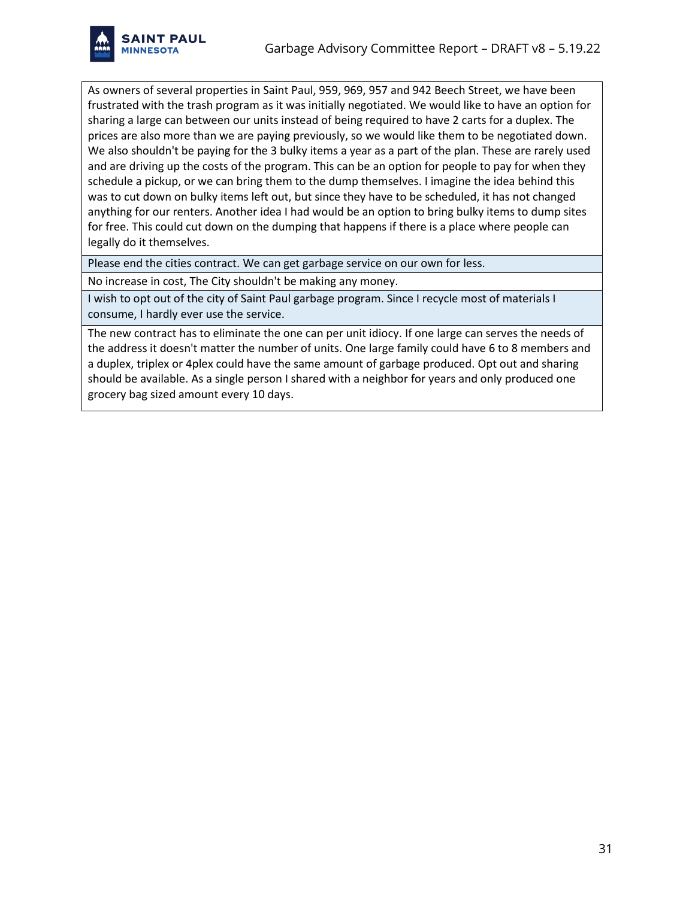| |
|---|
| As owners of several properties in Saint Paul, 959, 969, 957 and 942 Beech Street, we have been frustrated with the trash program as it was initially negotiated. We would like to have an option for sharing a large can between our units instead of being required to have 2 carts for a duplex. The prices are also more than we are paying previously, so we would like them to be negotiated down. We also shouldn't be paying for the 3 bulky items a year as a part of the plan. These are rarely used and are driving up the costs of the program. This can be an option for people to pay for when they schedule a pickup, or we can bring them to the dump themselves. I imagine the idea behind this was to cut down on bulky items left out, but since they have to be scheduled, it has not changed anything for our renters. Another idea I had would be an option to bring bulky items to dump sites for free. This could cut down on the dumping that happens if there is a place where people can legally do it themselves. |
| Please end the cities contract. We can get garbage service on our own for less. |
| No increase in cost, The City shouldn't be making any money. |
| I wish to opt out of the city of Saint Paul garbage program. Since I recycle most of materials I consume, I hardly ever use the service. |
| The new contract has to eliminate the one can per unit idiocy. If one large can serves the needs of the address it doesn't matter the number of units. One large family could have 6 to 8 members and a duplex, triplex or 4plex could have the same amount of garbage produced. Opt out and sharing should be available. As a single person I shared with a neighbor for years and only produced one grocery bag sized amount every 10 days. |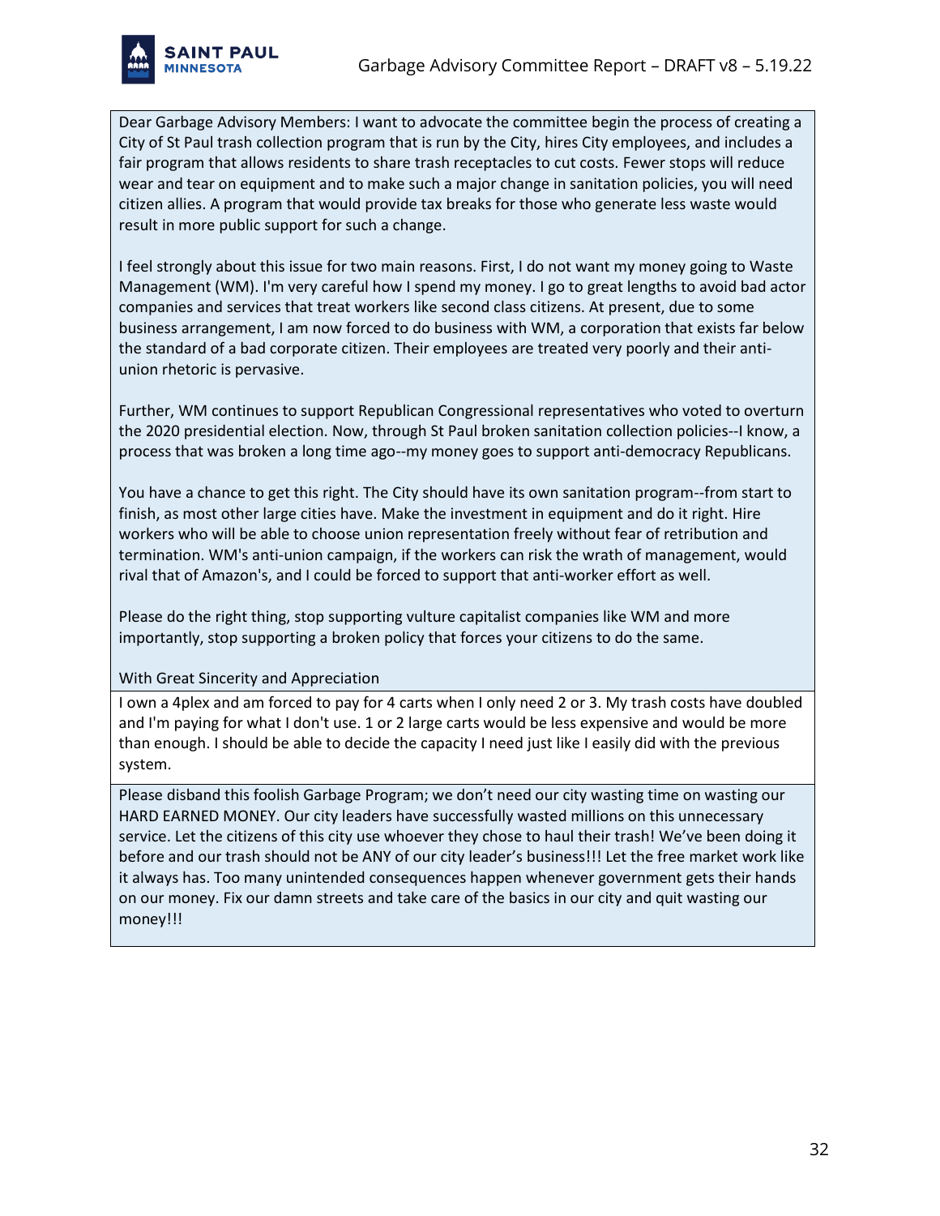| |
|---|
| Dear Garbage Advisory Members: I want to advocate the committee begin the process of creating a City of St Paul trash collection program that is run by the City, hires City employees, and includes a fair program that allows residents to share trash receptacles to cut costs. Fewer stops will reduce wear and tear on equipment and to make such a major change in sanitation policies, you will need citizen allies. A program that would provide tax breaks for those who generate less waste would result in more public support for such a change.<br><br>I feel strongly about this issue for two main reasons. First, I do not want my money going to Waste Management (WM). I'm very careful how I spend my money. I go to great lengths to avoid bad actor companies and services that treat workers like second class citizens. At present, due to some business arrangement, I am now forced to do business with WM, a corporation that exists far below the standard of a bad corporate citizen. Their employees are treated very poorly and their anti-union rhetoric is pervasive.<br><br>Further, WM continues to support Republican Congressional representatives who voted to overturn the 2020 presidential election. Now, through St Paul broken sanitation collection policies--I know, a process that was broken a long time ago--my money goes to support anti-democracy Republicans.<br><br>You have a chance to get this right. The City should have its own sanitation program--from start to finish, as most other large cities have. Make the investment in equipment and do it right. Hire workers who will be able to choose union representation freely without fear of retribution and termination. WM's anti-union campaign, if the workers can risk the wrath of management, would rival that of Amazon's, and I could be forced to support that anti-worker effort as well.<br><br>Please do the right thing, stop supporting vulture capitalist companies like WM and more importantly, stop supporting a broken policy that forces your citizens to do the same.<br><br>With Great Sincerity and Appreciation |
| I own a 4plex and am forced to pay for 4 carts when I only need 2 or 3. My trash costs have doubled and I'm paying for what I don't use. 1 or 2 large carts would be less expensive and would be more than enough. I should be able to decide the capacity I need just like I easily did with the previous system. |
| Please disband this foolish Garbage Program; we don't need our city wasting time on wasting our HARD EARNED MONEY. Our city leaders have successfully wasted millions on this unnecessary service. Let the citizens of this city use whoever they chose to haul their trash! We've been doing it before and our trash should not be ANY of our city leader's business!!! Let the free market work like it always has. Too many unintended consequences happen whenever government gets their hands on our money. Fix our damn streets and take care of the basics in our city and quit wasting our money!!! |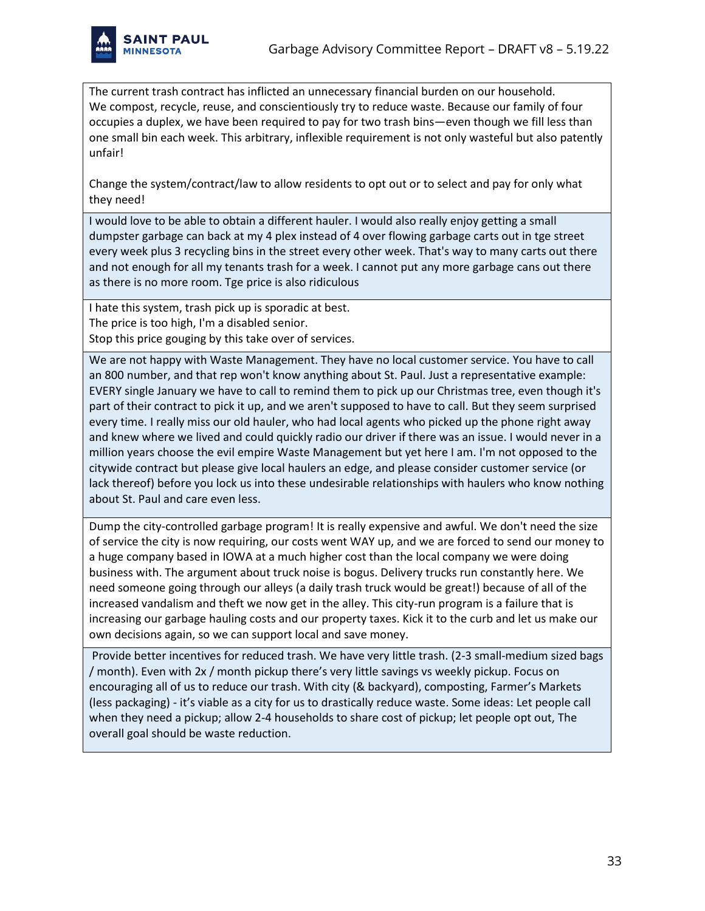| |
|---|
| The current trash contract has inflicted an unnecessary financial burden on our household. We compost, recycle, reuse, and conscientiously try to reduce waste. Because our family of four occupies a duplex, we have been required to pay for two trash bins—even though we fill less than one small bin each week. This arbitrary, inflexible requirement is not only wasteful but also patently unfair!<br><br>Change the system/contract/law to allow residents to opt out or to select and pay for only what they need! |
| I would love to be able to obtain a different hauler. I would also really enjoy getting a small dumpster garbage can back at my 4 plex instead of 4 over flowing garbage carts out in tge street every week plus 3 recycling bins in the street every other week. That's way to many carts out there and not enough for all my tenants trash for a week. I cannot put any more garbage cans out there as there is no more room. Tge price is also ridiculous |
| I hate this system, trash pick up is sporadic at best.<br>The price is too high, I'm a disabled senior.<br>Stop this price gouging by this take over of services. |
| We are not happy with Waste Management. They have no local customer service. You have to call an 800 number, and that rep won't know anything about St. Paul. Just a representative example: EVERY single January we have to call to remind them to pick up our Christmas tree, even though it's part of their contract to pick it up, and we aren't supposed to have to call. But they seem surprised every time. I really miss our old hauler, who had local agents who picked up the phone right away and knew where we lived and could quickly radio our driver if there was an issue. I would never in a million years choose the evil empire Waste Management but yet here I am. I'm not opposed to the citywide contract but please give local haulers an edge, and please consider customer service (or lack thereof) before you lock us into these undesirable relationships with haulers who know nothing about St. Paul and care even less. |
| Dump the city-controlled garbage program! It is really expensive and awful. We don't need the size of service the city is now requiring, our costs went WAY up, and we are forced to send our money to a huge company based in IOWA at a much higher cost than the local company we were doing business with. The argument about truck noise is bogus. Delivery trucks run constantly here. We need someone going through our alleys (a daily trash truck would be great!) because of all of the increased vandalism and theft we now get in the alley. This city-run program is a failure that is increasing our garbage hauling costs and our property taxes. Kick it to the curb and let us make our own decisions again, so we can support local and save money. |
| Provide better incentives for reduced trash. We have very little trash. (2-3 small-medium sized bags / month). Even with 2x / month pickup there's very little savings vs weekly pickup. Focus on encouraging all of us to reduce our trash. With city (& backyard), composting, Farmer's Markets (less packaging) - it's viable as a city for us to drastically reduce waste. Some ideas: Let people call when they need a pickup; allow 2-4 households to share cost of pickup; let people opt out, The overall goal should be waste reduction. |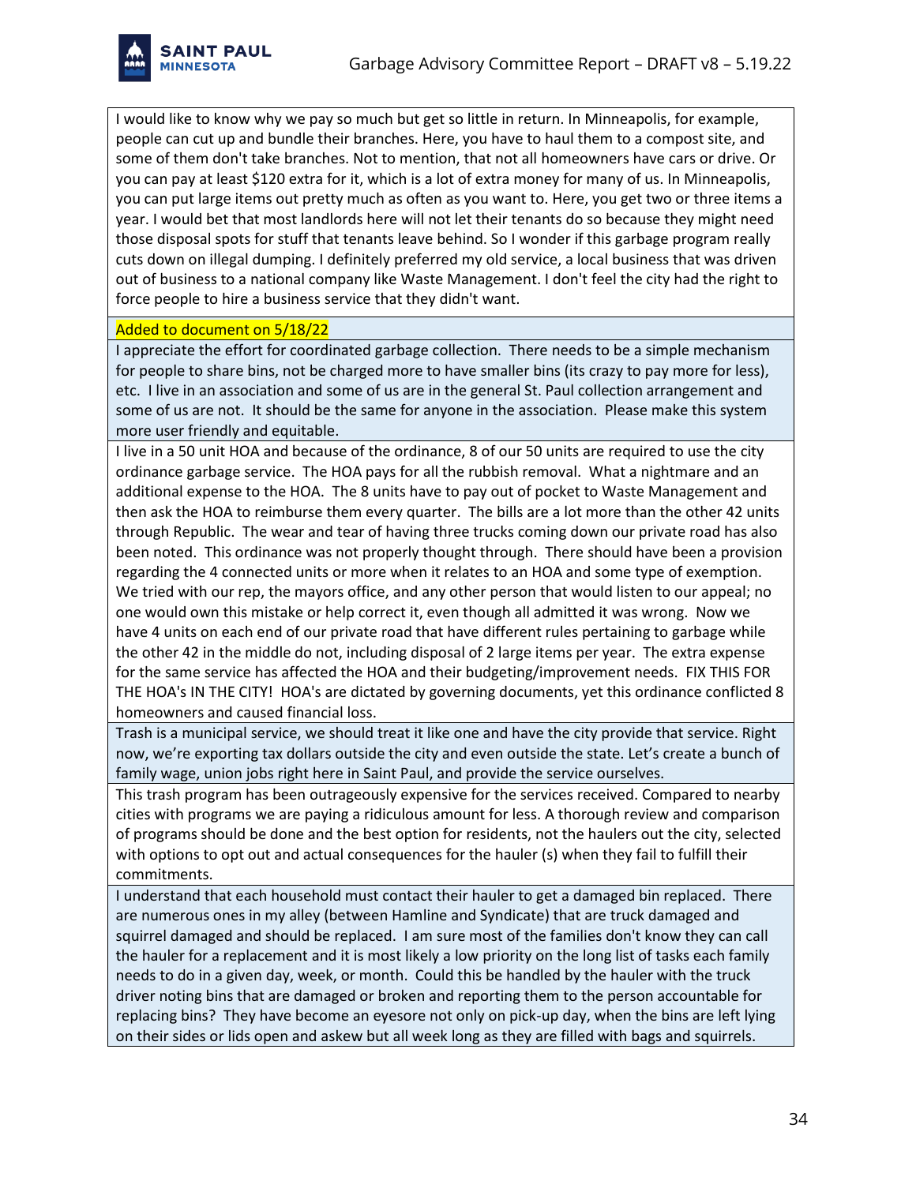| |
|---|
| I would like to know why we pay so much but get so little in return. In Minneapolis, for example, people can cut up and bundle their branches. Here, you have to haul them to a compost site, and some of them don't take branches. Not to mention, that not all homeowners have cars or drive. Or you can pay at least $120 extra for it, which is a lot of extra money for many of us. In Minneapolis, you can put large items out pretty much as often as you want to. Here, you get two or three items a year. I would bet that most landlords here will not let their tenants do so because they might need those disposal spots for stuff that tenants leave behind. So I wonder if this garbage program really cuts down on illegal dumping. I definitely preferred my old service, a local business that was driven out of business to a national company like Waste Management. I don't feel the city had the right to force people to hire a business service that they didn't want. |
| Added to document on 5/18/22 |
| I appreciate the effort for coordinated garbage collection. There needs to be a simple mechanism for people to share bins, not be charged more to have smaller bins (its crazy to pay more for less), etc. I live in an association and some of us are in the general St. Paul collection arrangement and some of us are not. It should be the same for anyone in the association. Please make this system more user friendly and equitable. |
| I live in a 50 unit HOA and because of the ordinance, 8 of our 50 units are required to use the city ordinance garbage service. The HOA pays for all the rubbish removal. What a nightmare and an additional expense to the HOA. The 8 units have to pay out of pocket to Waste Management and then ask the HOA to reimburse them every quarter. The bills are a lot more than the other 42 units through Republic. The wear and tear of having three trucks coming down our private road has also been noted. This ordinance was not properly thought through. There should have been a provision regarding the 4 connected units or more when it relates to an HOA and some type of exemption. We tried with our rep, the mayors office, and any other person that would listen to our appeal; no one would own this mistake or help correct it, even though all admitted it was wrong. Now we have 4 units on each end of our private road that have different rules pertaining to garbage while the other 42 in the middle do not, including disposal of 2 large items per year. The extra expense for the same service has affected the HOA and their budgeting/improvement needs. FIX THIS FOR THE HOA's IN THE CITY! HOA's are dictated by governing documents, yet this ordinance conflicted 8 homeowners and caused financial loss. |
| Trash is a municipal service, we should treat it like one and have the city provide that service. Right now, we're exporting tax dollars outside the city and even outside the state. Let's create a bunch of family wage, union jobs right here in Saint Paul, and provide the service ourselves. |
| This trash program has been outrageously expensive for the services received. Compared to nearby cities with programs we are paying a ridiculous amount for less. A thorough review and comparison of programs should be done and the best option for residents, not the haulers out the city, selected with options to opt out and actual consequences for the hauler (s) when they fail to fulfill their commitments. |
| I understand that each household must contact their hauler to get a damaged bin replaced. There are numerous ones in my alley (between Hamline and Syndicate) that are truck damaged and squirrel damaged and should be replaced. I am sure most of the families don't know they can call the hauler for a replacement and it is most likely a low priority on the long list of tasks each family needs to do in a given day, week, or month. Could this be handled by the hauler with the truck driver noting bins that are damaged or broken and reporting them to the person accountable for replacing bins? They have become an eyesore not only on pick-up day, when the bins are left lying on their sides or lids open and askew but all week long as they are filled with bags and squirrels. |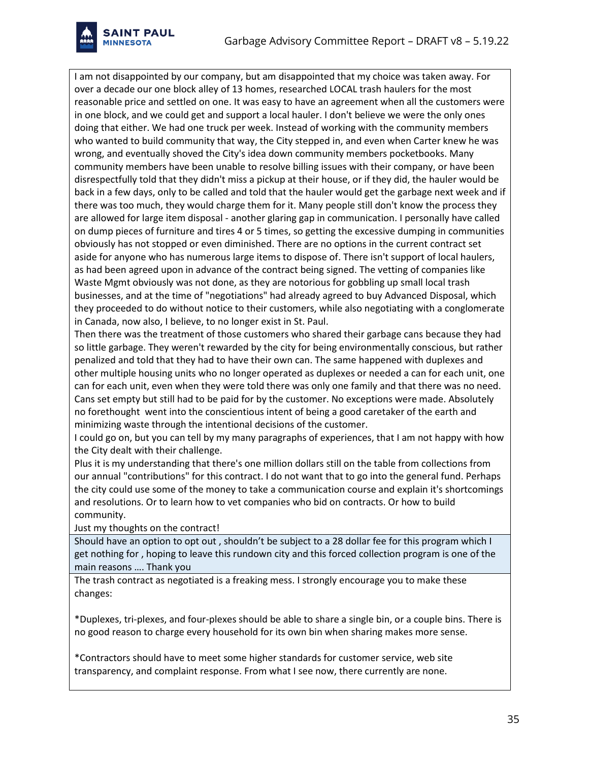I am not disappointed by our company, but am disappointed that my choice was taken away. For over a decade our one block alley of 13 homes, researched LOCAL trash haulers for the most reasonable price and settled on one. It was easy to have an agreement when all the customers were in one block, and we could get and support a local hauler. I don't believe we were the only ones doing that either. We had one truck per week. Instead of working with the community members who wanted to build community that way, the City stepped in, and even when Carter knew he was wrong, and eventually shoved the City's idea down community members pocketbooks. Many community members have been unable to resolve billing issues with their company, or have been disrespectfully told that they didn't miss a pickup at their house, or if they did, the hauler would be back in a few days, only to be called and told that the hauler would get the garbage next week and if there was too much, they would charge them for it. Many people still don't know the process they are allowed for large item disposal - another glaring gap in communication. I personally have called on dump pieces of furniture and tires 4 or 5 times, so getting the excessive dumping in communities obviously has not stopped or even diminished. There are no options in the current contract set aside for anyone who has numerous large items to dispose of. There isn't support of local haulers, as had been agreed upon in advance of the contract being signed. The vetting of companies like Waste Mgmt obviously was not done, as they are notorious for gobbling up small local trash businesses, and at the time of "negotiations" had already agreed to buy Advanced Disposal, which they proceeded to do without notice to their customers, while also negotiating with a conglomerate in Canada, now also, I believe, to no longer exist in St. Paul.
Then there was the treatment of those customers who shared their garbage cans because they had so little garbage. They weren't rewarded by the city for being environmentally conscious, but rather penalized and told that they had to have their own can. The same happened with duplexes and other multiple housing units who no longer operated as duplexes or needed a can for each unit, one can for each unit, even when they were told there was only one family and that there was no need. Cans set empty but still had to be paid for by the customer. No exceptions were made. Absolutely no forethought went into the conscientious intent of being a good caretaker of the earth and minimizing waste through the intentional decisions of the customer.
I could go on, but you can tell by my many paragraphs of experiences, that I am not happy with how the City dealt with their challenge.
Plus it is my understanding that there's one million dollars still on the table from collections from our annual "contributions" for this contract. I do not want that to go into the general fund. Perhaps the city could use some of the money to take a communication course and explain it's shortcomings and resolutions. Or to learn how to vet companies who bid on contracts. Or how to build community.
Just my thoughts on the contract!

Should have an option to opt out , shouldn't be subject to a 28 dollar fee for this program which I get nothing for , hoping to leave this rundown city and this forced collection program is one of the main reasons …. Thank you

The trash contract as negotiated is a freaking mess. I strongly encourage you to make these changes:

*Duplexes, tri-plexes, and four-plexes should be able to share a single bin, or a couple bins. There is no good reason to charge every household for its own bin when sharing makes more sense.

*Contractors should have to meet some higher standards for customer service, web site transparency, and complaint response. From what I see now, there currently are none.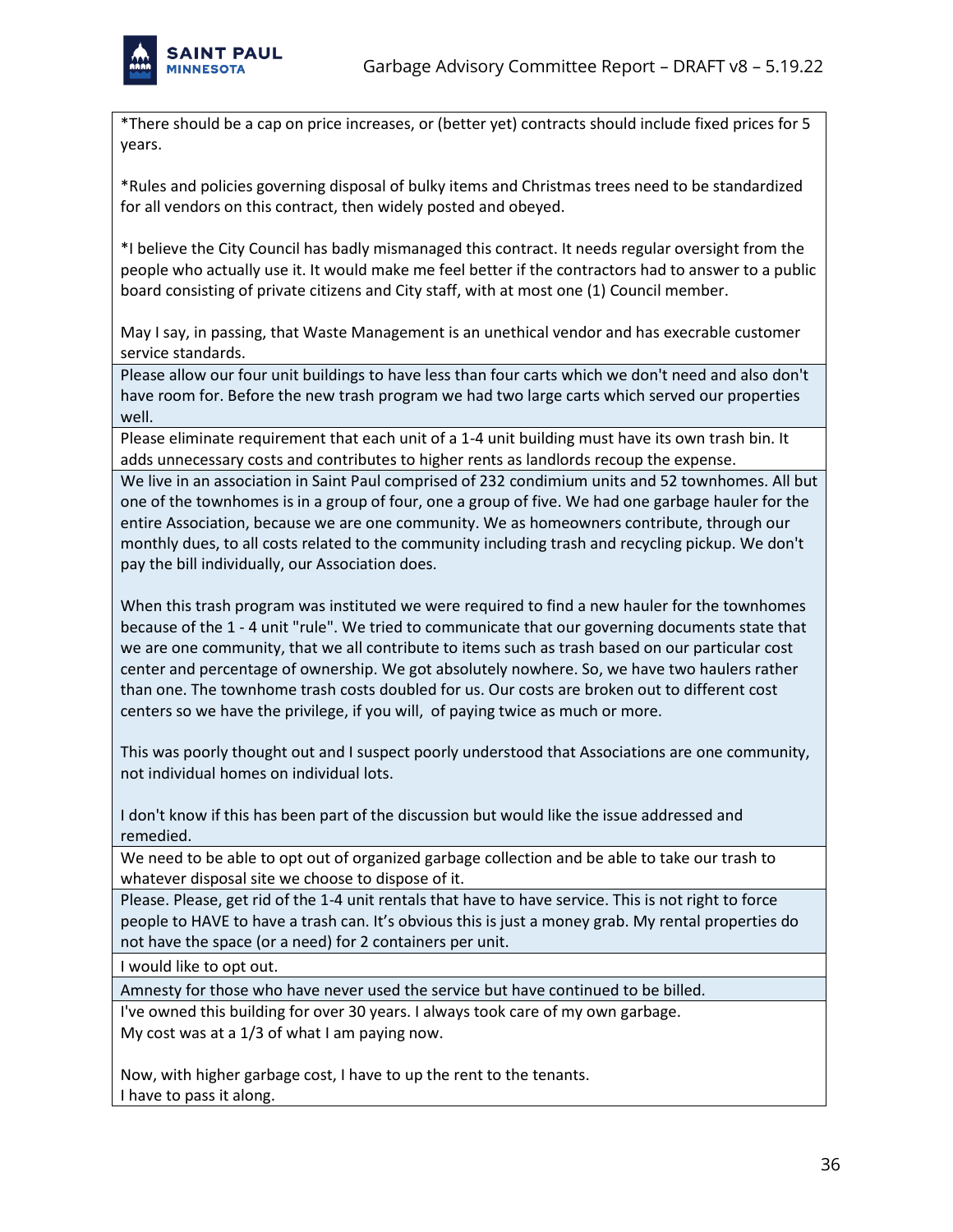| |
|---|
| *There should be a cap on price increases, or (better yet) contracts should include fixed prices for 5 years.<br><br>*Rules and policies governing disposal of bulky items and Christmas trees need to be standardized for all vendors on this contract, then widely posted and obeyed.<br><br>*I believe the City Council has badly mismanaged this contract. It needs regular oversight from the people who actually use it. It would make me feel better if the contractors had to answer to a public board consisting of private citizens and City staff, with at most one (1) Council member.<br><br>May I say, in passing, that Waste Management is an unethical vendor and has execrable customer service standards. |
| Please allow our four unit buildings to have less than four carts which we don't need and also don't have room for. Before the new trash program we had two large carts which served our properties well. |
| Please eliminate requirement that each unit of a 1-4 unit building must have its own trash bin. It adds unnecessary costs and contributes to higher rents as landlords recoup the expense. |
| We live in an association in Saint Paul comprised of 232 condimium units and 52 townhomes. All but one of the townhomes is in a group of four, one a group of five. We had one garbage hauler for the entire Association, because we are one community. We as homeowners contribute, through our monthly dues, to all costs related to the community including trash and recycling pickup. We don't pay the bill individually, our Association does.<br><br>When this trash program was instituted we were required to find a new hauler for the townhomes because of the 1 - 4 unit "rule". We tried to communicate that our governing documents state that we are one community, that we all contribute to items such as trash based on our particular cost center and percentage of ownership. We got absolutely nowhere. So, we have two haulers rather than one. The townhome trash costs doubled for us. Our costs are broken out to different cost centers so we have the privilege, if you will, of paying twice as much or more.<br><br>This was poorly thought out and I suspect poorly understood that Associations are one community, not individual homes on individual lots.<br><br>I don't know if this has been part of the discussion but would like the issue addressed and remedied. |
| We need to be able to opt out of organized garbage collection and be able to take our trash to whatever disposal site we choose to dispose of it. |
| Please. Please, get rid of the 1-4 unit rentals that have to have service. This is not right to force people to HAVE to have a trash can. It's obvious this is just a money grab. My rental properties do not have the space (or a need) for 2 containers per unit. |
| I would like to opt out. |
| Amnesty for those who have never used the service but have continued to be billed. |
| I've owned this building for over 30 years. I always took care of my own garbage.<br>My cost was at a 1/3 of what I am paying now.<br><br>Now, with higher garbage cost, I have to up the rent to the tenants.<br>I have to pass it along. |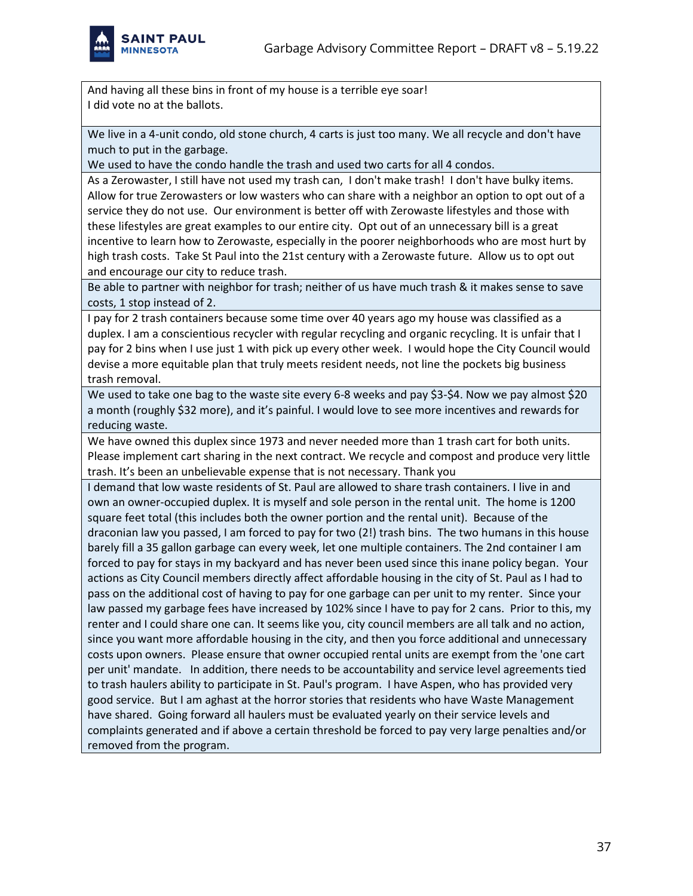| |
|---|
| And having all these bins in front of my house is a terrible eye soar!<br>I did vote no at the ballots. |
| We live in a 4-unit condo, old stone church, 4 carts is just too many. We all recycle and don't have much to put in the garbage.<br>We used to have the condo handle the trash and used two carts for all 4 condos. |
| As a Zerowaster, I still have not used my trash can, I don't make trash! I don't have bulky items. Allow for true Zerowasters or low wasters who can share with a neighbor an option to opt out of a service they do not use. Our environment is better off with Zerowaste lifestyles and those with these lifestyles are great examples to our entire city. Opt out of an unnecessary bill is a great incentive to learn how to Zerowaste, especially in the poorer neighborhoods who are most hurt by high trash costs. Take St Paul into the 21st century with a Zerowaste future. Allow us to opt out and encourage our city to reduce trash. |
| Be able to partner with neighbor for trash; neither of us have much trash & it makes sense to save costs, 1 stop instead of 2. |
| I pay for 2 trash containers because some time over 40 years ago my house was classified as a duplex. I am a conscientious recycler with regular recycling and organic recycling. It is unfair that I pay for 2 bins when I use just 1 with pick up every other week. I would hope the City Council would devise a more equitable plan that truly meets resident needs, not line the pockets big business trash removal. |
| We used to take one bag to the waste site every 6-8 weeks and pay $3-$4. Now we pay almost $20 a month (roughly $32 more), and it's painful. I would love to see more incentives and rewards for reducing waste. |
| We have owned this duplex since 1973 and never needed more than 1 trash cart for both units. Please implement cart sharing in the next contract. We recycle and compost and produce very little trash. It's been an unbelievable expense that is not necessary. Thank you |
| I demand that low waste residents of St. Paul are allowed to share trash containers. I live in and own an owner-occupied duplex. It is myself and sole person in the rental unit. The home is 1200 square feet total (this includes both the owner portion and the rental unit). Because of the draconian law you passed, I am forced to pay for two (2!) trash bins. The two humans in this house barely fill a 35 gallon garbage can every week, let one multiple containers. The 2nd container I am forced to pay for stays in my backyard and has never been used since this inane policy began. Your actions as City Council members directly affect affordable housing in the city of St. Paul as I had to pass on the additional cost of having to pay for one garbage can per unit to my renter. Since your law passed my garbage fees have increased by 102% since I have to pay for 2 cans. Prior to this, my renter and I could share one can. It seems like you, city council members are all talk and no action, since you want more affordable housing in the city, and then you force additional and unnecessary costs upon owners. Please ensure that owner occupied rental units are exempt from the 'one cart per unit' mandate. In addition, there needs to be accountability and service level agreements tied to trash haulers ability to participate in St. Paul's program. I have Aspen, who has provided very good service. But I am aghast at the horror stories that residents who have Waste Management have shared. Going forward all haulers must be evaluated yearly on their service levels and complaints generated and if above a certain threshold be forced to pay very large penalties and/or removed from the program. |